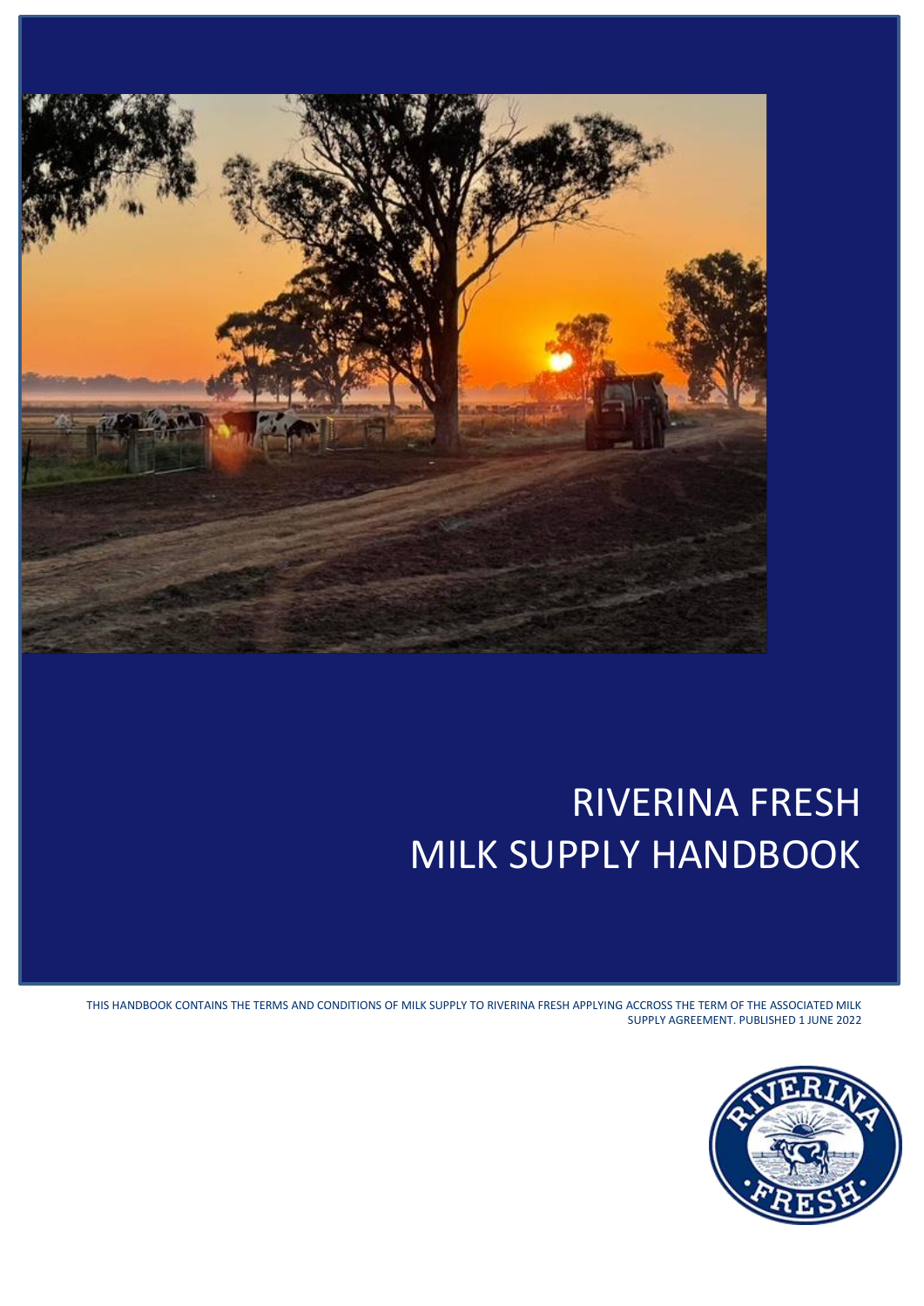# RIVERINA FRESH
# MILK SUPPLY HANDBOOK

THIS HANDBOOK CONTAINS THE TERMS AND CONDITIONS OF MILK SUPPLY TO RIVERINA FRESH APPLYING ACCROSS THE TERM OF THE ASSOCIATED MILK SUPPLY AGREEMENT. PUBLISHED 1 JUNE 2022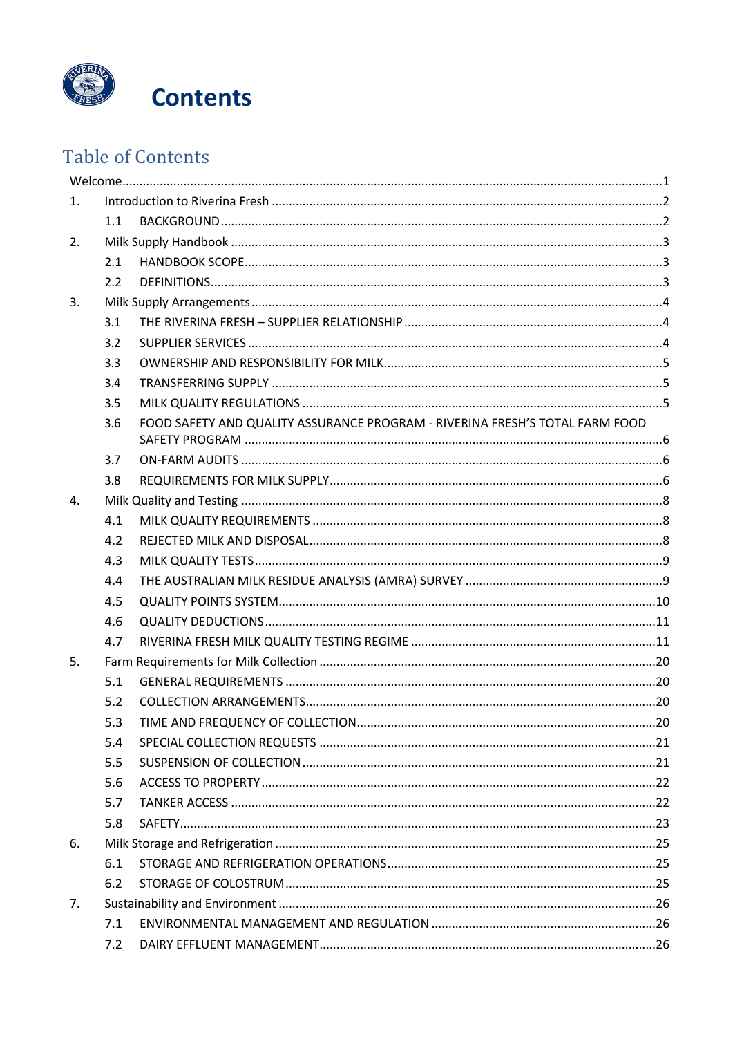# Contents

## Table of Contents

Welcome ... 1

1. Introduction to Riverina Fresh ... 2
   - 1.1 BACKGROUND ... 2
2. Milk Supply Handbook ... 3
   - 2.1 HANDBOOK SCOPE ... 3
   - 2.2 DEFINITIONS ... 3
3. Milk Supply Arrangements ... 4
   - 3.1 THE RIVERINA FRESH – SUPPLIER RELATIONSHIP ... 4
   - 3.2 SUPPLIER SERVICES ... 4
   - 3.3 OWNERSHIP AND RESPONSIBILITY FOR MILK ... 5
   - 3.4 TRANSFERRING SUPPLY ... 5
   - 3.5 MILK QUALITY REGULATIONS ... 5
   - 3.6 FOOD SAFETY AND QUALITY ASSURANCE PROGRAM - RIVERINA FRESH'S TOTAL FARM FOOD SAFETY PROGRAM ... 6
   - 3.7 ON-FARM AUDITS ... 6
   - 3.8 REQUIREMENTS FOR MILK SUPPLY ... 6
4. Milk Quality and Testing ... 8
   - 4.1 MILK QUALITY REQUIREMENTS ... 8
   - 4.2 REJECTED MILK AND DISPOSAL ... 8
   - 4.3 MILK QUALITY TESTS ... 9
   - 4.4 THE AUSTRALIAN MILK RESIDUE ANALYSIS (AMRA) SURVEY ... 9
   - 4.5 QUALITY POINTS SYSTEM ... 10
   - 4.6 QUALITY DEDUCTIONS ... 11
   - 4.7 RIVERINA FRESH MILK QUALITY TESTING REGIME ... 11
5. Farm Requirements for Milk Collection ... 20
   - 5.1 GENERAL REQUIREMENTS ... 20
   - 5.2 COLLECTION ARRANGEMENTS ... 20
   - 5.3 TIME AND FREQUENCY OF COLLECTION ... 20
   - 5.4 SPECIAL COLLECTION REQUESTS ... 21
   - 5.5 SUSPENSION OF COLLECTION ... 21
   - 5.6 ACCESS TO PROPERTY ... 22
   - 5.7 TANKER ACCESS ... 22
   - 5.8 SAFETY ... 23
6. Milk Storage and Refrigeration ... 25
   - 6.1 STORAGE AND REFRIGERATION OPERATIONS ... 25
   - 6.2 STORAGE OF COLOSTRUM ... 25
7. Sustainability and Environment ... 26
   - 7.1 ENVIRONMENTAL MANAGEMENT AND REGULATION ... 26
   - 7.2 DAIRY EFFLUENT MANAGEMENT ... 26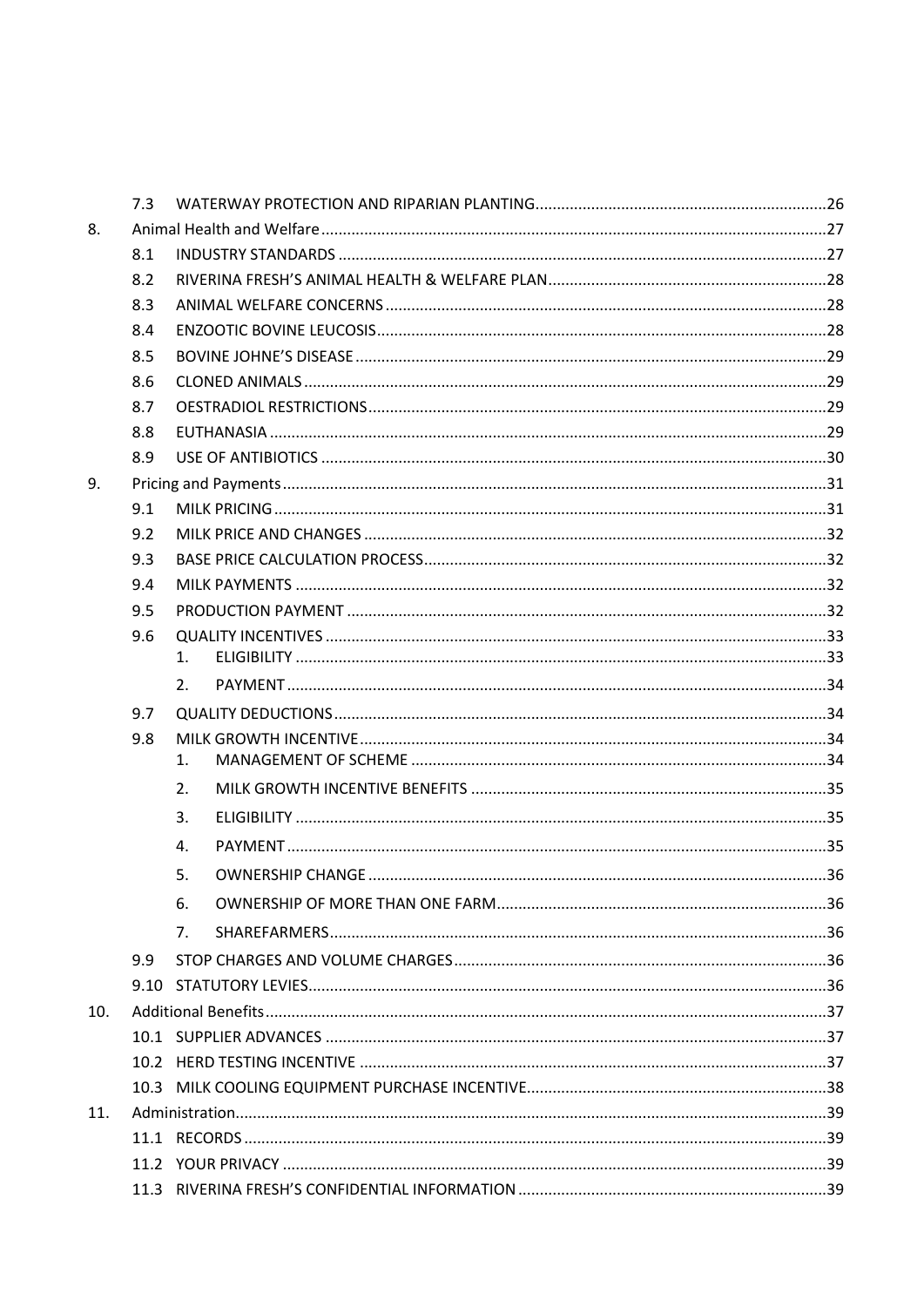| | | | |
|---|---|---|---|
| | 7.3 | WATERWAY PROTECTION AND RIPARIAN PLANTING | 26 |
| 8. | Animal Health and Welfare | | 27 |
| | 8.1 | INDUSTRY STANDARDS | 27 |
| | 8.2 | RIVERINA FRESH'S ANIMAL HEALTH & WELFARE PLAN | 28 |
| | 8.3 | ANIMAL WELFARE CONCERNS | 28 |
| | 8.4 | ENZOOTIC BOVINE LEUCOSIS | 28 |
| | 8.5 | BOVINE JOHNE'S DISEASE | 29 |
| | 8.6 | CLONED ANIMALS | 29 |
| | 8.7 | OESTRADIOL RESTRICTIONS | 29 |
| | 8.8 | EUTHANASIA | 29 |
| | 8.9 | USE OF ANTIBIOTICS | 30 |
| 9. | Pricing and Payments | | 31 |
| | 9.1 | MILK PRICING | 31 |
| | 9.2 | MILK PRICE AND CHANGES | 32 |
| | 9.3 | BASE PRICE CALCULATION PROCESS | 32 |
| | 9.4 | MILK PAYMENTS | 32 |
| | 9.5 | PRODUCTION PAYMENT | 32 |
| | 9.6 | QUALITY INCENTIVES | 33 |
| | | 1. ELIGIBILITY | 33 |
| | | 2. PAYMENT | 34 |
| | 9.7 | QUALITY DEDUCTIONS | 34 |
| | 9.8 | MILK GROWTH INCENTIVE | 34 |
| | | 1. MANAGEMENT OF SCHEME | 34 |
| | | 2. MILK GROWTH INCENTIVE BENEFITS | 35 |
| | | 3. ELIGIBILITY | 35 |
| | | 4. PAYMENT | 35 |
| | | 5. OWNERSHIP CHANGE | 36 |
| | | 6. OWNERSHIP OF MORE THAN ONE FARM | 36 |
| | | 7. SHAREFARMERS | 36 |
| | 9.9 | STOP CHARGES AND VOLUME CHARGES | 36 |
| | 9.10 | STATUTORY LEVIES | 36 |
| 10. | Additional Benefits | | 37 |
| | 10.1 | SUPPLIER ADVANCES | 37 |
| | 10.2 | HERD TESTING INCENTIVE | 37 |
| | 10.3 | MILK COOLING EQUIPMENT PURCHASE INCENTIVE | 38 |
| 11. | Administration | | 39 |
| | 11.1 | RECORDS | 39 |
| | 11.2 | YOUR PRIVACY | 39 |
| | 11.3 | RIVERINA FRESH'S CONFIDENTIAL INFORMATION | 39 |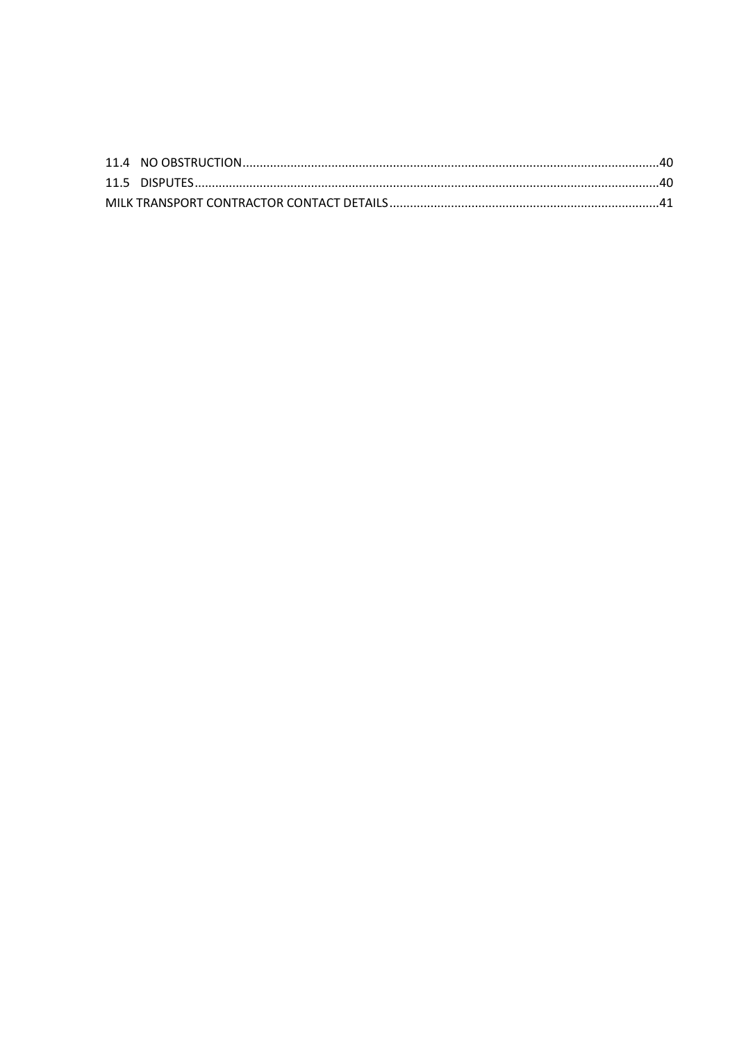11.4 NO OBSTRUCTION........................................................................................................................40
11.5 DISPUTES......................................................................................................................................40
MILK TRANSPORT CONTRACTOR CONTACT DETAILS..............................................................................41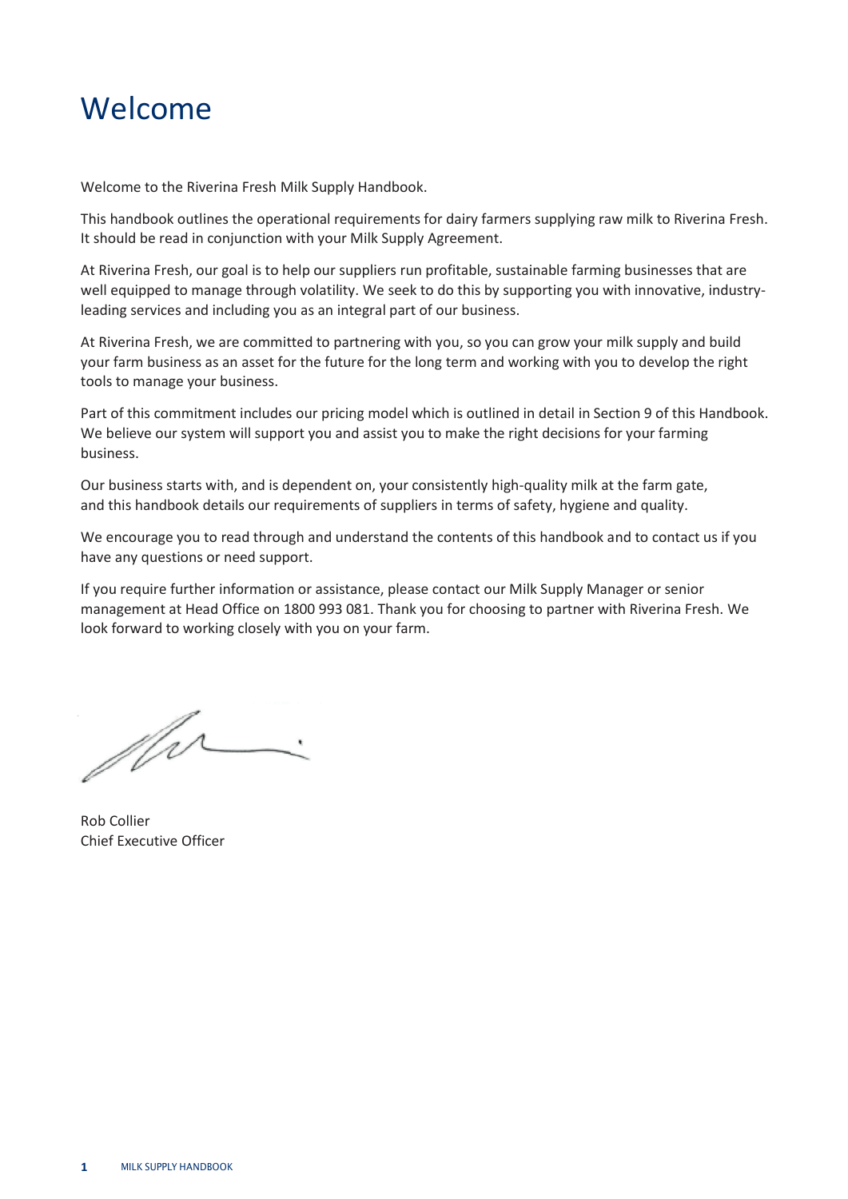# Welcome

Welcome to the Riverina Fresh Milk Supply Handbook.

This handbook outlines the operational requirements for dairy farmers supplying raw milk to Riverina Fresh. It should be read in conjunction with your Milk Supply Agreement.

At Riverina Fresh, our goal is to help our suppliers run profitable, sustainable farming businesses that are well equipped to manage through volatility. We seek to do this by supporting you with innovative, industry-leading services and including you as an integral part of our business.

At Riverina Fresh, we are committed to partnering with you, so you can grow your milk supply and build your farm business as an asset for the future for the long term and working with you to develop the right tools to manage your business.

Part of this commitment includes our pricing model which is outlined in detail in Section 9 of this Handbook. We believe our system will support you and assist you to make the right decisions for your farming business.

Our business starts with, and is dependent on, your consistently high-quality milk at the farm gate, and this handbook details our requirements of suppliers in terms of safety, hygiene and quality.

We encourage you to read through and understand the contents of this handbook and to contact us if you have any questions or need support.

If you require further information or assistance, please contact our Milk Supply Manager or senior management at Head Office on 1800 993 081. Thank you for choosing to partner with Riverina Fresh. We look forward to working closely with you on your farm.

Rob Collier
Chief Executive Officer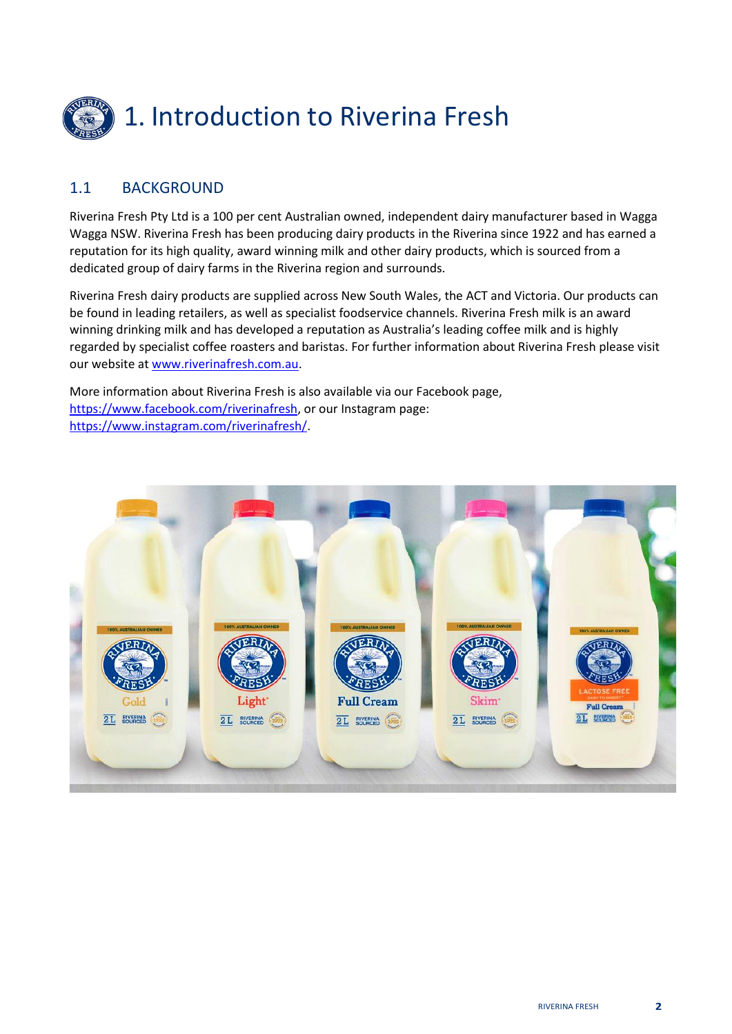# 1. Introduction to Riverina Fresh

## 1.1 BACKGROUND

Riverina Fresh Pty Ltd is a 100 per cent Australian owned, independent dairy manufacturer based in Wagga Wagga NSW. Riverina Fresh has been producing dairy products in the Riverina since 1922 and has earned a reputation for its high quality, award winning milk and other dairy products, which is sourced from a dedicated group of dairy farms in the Riverina region and surrounds.

Riverina Fresh dairy products are supplied across New South Wales, the ACT and Victoria. Our products can be found in leading retailers, as well as specialist foodservice channels. Riverina Fresh milk is an award winning drinking milk and has developed a reputation as Australia's leading coffee milk and is highly regarded by specialist coffee roasters and baristas. For further information about Riverina Fresh please visit our website at [www.riverinafresh.com.au](http://www.riverinafresh.com.au).

More information about Riverina Fresh is also available via our Facebook page, [https://www.facebook.com/riverinafresh](https://www.facebook.com/riverinafresh), or our Instagram page: [https://www.instagram.com/riverinafresh/](https://www.instagram.com/riverinafresh/).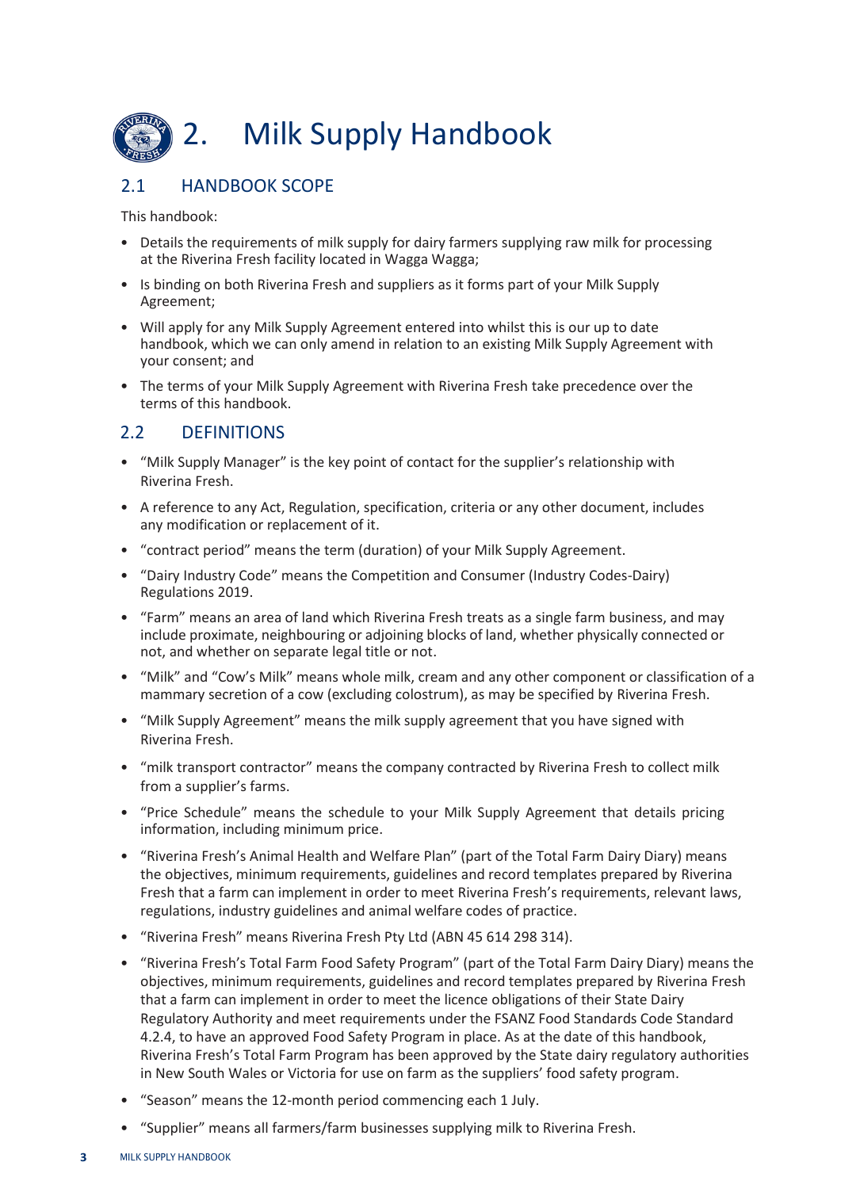# 2. Milk Supply Handbook

## 2.1 HANDBOOK SCOPE

This handbook:

- Details the requirements of milk supply for dairy farmers supplying raw milk for processing at the Riverina Fresh facility located in Wagga Wagga;
- Is binding on both Riverina Fresh and suppliers as it forms part of your Milk Supply Agreement;
- Will apply for any Milk Supply Agreement entered into whilst this is our up to date handbook, which we can only amend in relation to an existing Milk Supply Agreement with your consent; and
- The terms of your Milk Supply Agreement with Riverina Fresh take precedence over the terms of this handbook.

## 2.2 DEFINITIONS

- "Milk Supply Manager" is the key point of contact for the supplier's relationship with Riverina Fresh.
- A reference to any Act, Regulation, specification, criteria or any other document, includes any modification or replacement of it.
- "contract period" means the term (duration) of your Milk Supply Agreement.
- "Dairy Industry Code" means the Competition and Consumer (Industry Codes-Dairy) Regulations 2019.
- "Farm" means an area of land which Riverina Fresh treats as a single farm business, and may include proximate, neighbouring or adjoining blocks of land, whether physically connected or not, and whether on separate legal title or not.
- "Milk" and "Cow's Milk" means whole milk, cream and any other component or classification of a mammary secretion of a cow (excluding colostrum), as may be specified by Riverina Fresh.
- "Milk Supply Agreement" means the milk supply agreement that you have signed with Riverina Fresh.
- "milk transport contractor" means the company contracted by Riverina Fresh to collect milk from a supplier's farms.
- "Price Schedule" means the schedule to your Milk Supply Agreement that details pricing information, including minimum price.
- "Riverina Fresh's Animal Health and Welfare Plan" (part of the Total Farm Dairy Diary) means the objectives, minimum requirements, guidelines and record templates prepared by Riverina Fresh that a farm can implement in order to meet Riverina Fresh's requirements, relevant laws, regulations, industry guidelines and animal welfare codes of practice.
- "Riverina Fresh" means Riverina Fresh Pty Ltd (ABN 45 614 298 314).
- "Riverina Fresh's Total Farm Food Safety Program" (part of the Total Farm Dairy Diary) means the objectives, minimum requirements, guidelines and record templates prepared by Riverina Fresh that a farm can implement in order to meet the licence obligations of their State Dairy Regulatory Authority and meet requirements under the FSANZ Food Standards Code Standard 4.2.4, to have an approved Food Safety Program in place. As at the date of this handbook, Riverina Fresh's Total Farm Program has been approved by the State dairy regulatory authorities in New South Wales or Victoria for use on farm as the suppliers' food safety program.
- "Season" means the 12-month period commencing each 1 July.
- "Supplier" means all farmers/farm businesses supplying milk to Riverina Fresh.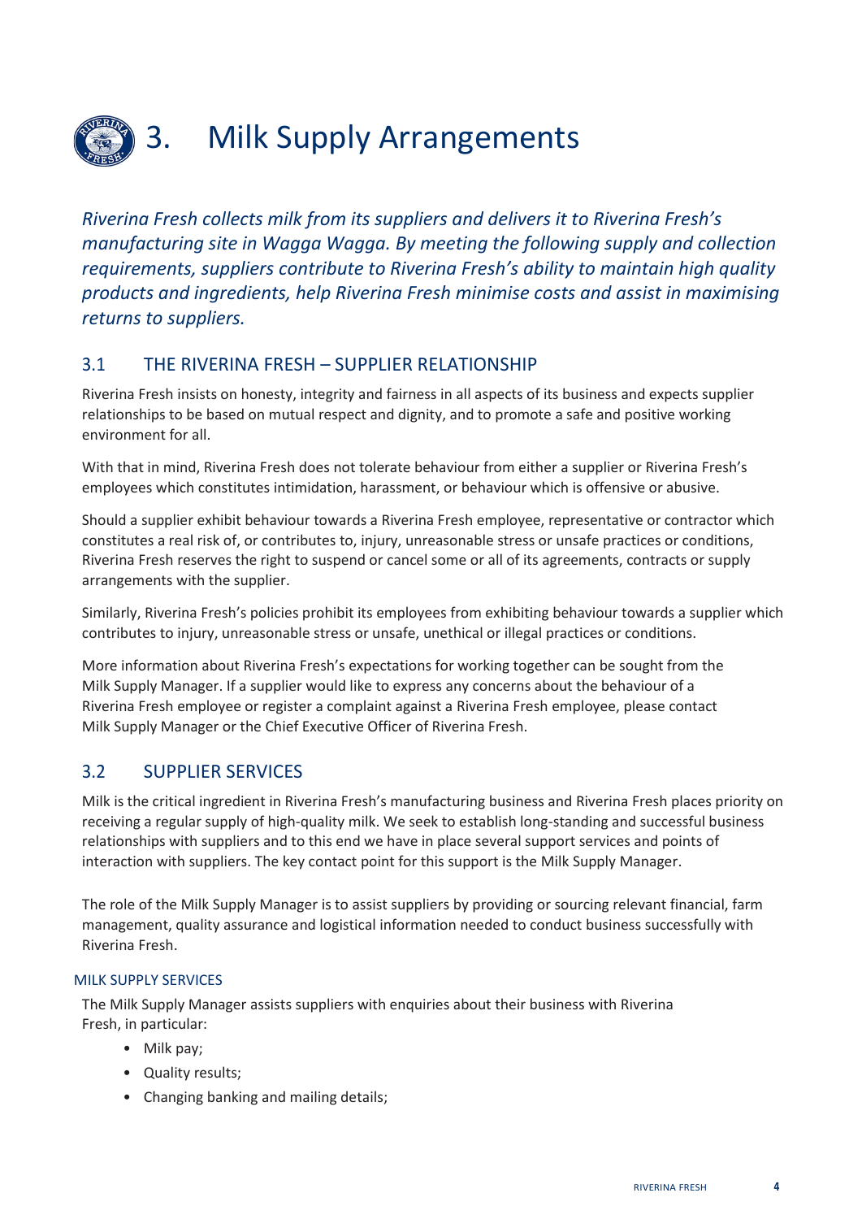# 3. Milk Supply Arrangements

*Riverina Fresh collects milk from its suppliers and delivers it to Riverina Fresh's manufacturing site in Wagga Wagga. By meeting the following supply and collection requirements, suppliers contribute to Riverina Fresh's ability to maintain high quality products and ingredients, help Riverina Fresh minimise costs and assist in maximising returns to suppliers.*

## 3.1 THE RIVERINA FRESH – SUPPLIER RELATIONSHIP

Riverina Fresh insists on honesty, integrity and fairness in all aspects of its business and expects supplier relationships to be based on mutual respect and dignity, and to promote a safe and positive working environment for all.

With that in mind, Riverina Fresh does not tolerate behaviour from either a supplier or Riverina Fresh's employees which constitutes intimidation, harassment, or behaviour which is offensive or abusive.

Should a supplier exhibit behaviour towards a Riverina Fresh employee, representative or contractor which constitutes a real risk of, or contributes to, injury, unreasonable stress or unsafe practices or conditions, Riverina Fresh reserves the right to suspend or cancel some or all of its agreements, contracts or supply arrangements with the supplier.

Similarly, Riverina Fresh's policies prohibit its employees from exhibiting behaviour towards a supplier which contributes to injury, unreasonable stress or unsafe, unethical or illegal practices or conditions.

More information about Riverina Fresh's expectations for working together can be sought from the Milk Supply Manager. If a supplier would like to express any concerns about the behaviour of a Riverina Fresh employee or register a complaint against a Riverina Fresh employee, please contact Milk Supply Manager or the Chief Executive Officer of Riverina Fresh.

## 3.2 SUPPLIER SERVICES

Milk is the critical ingredient in Riverina Fresh's manufacturing business and Riverina Fresh places priority on receiving a regular supply of high-quality milk. We seek to establish long-standing and successful business relationships with suppliers and to this end we have in place several support services and points of interaction with suppliers. The key contact point for this support is the Milk Supply Manager.

The role of the Milk Supply Manager is to assist suppliers by providing or sourcing relevant financial, farm management, quality assurance and logistical information needed to conduct business successfully with Riverina Fresh.

### MILK SUPPLY SERVICES

The Milk Supply Manager assists suppliers with enquiries about their business with Riverina Fresh, in particular:

- Milk pay;
- Quality results;
- Changing banking and mailing details;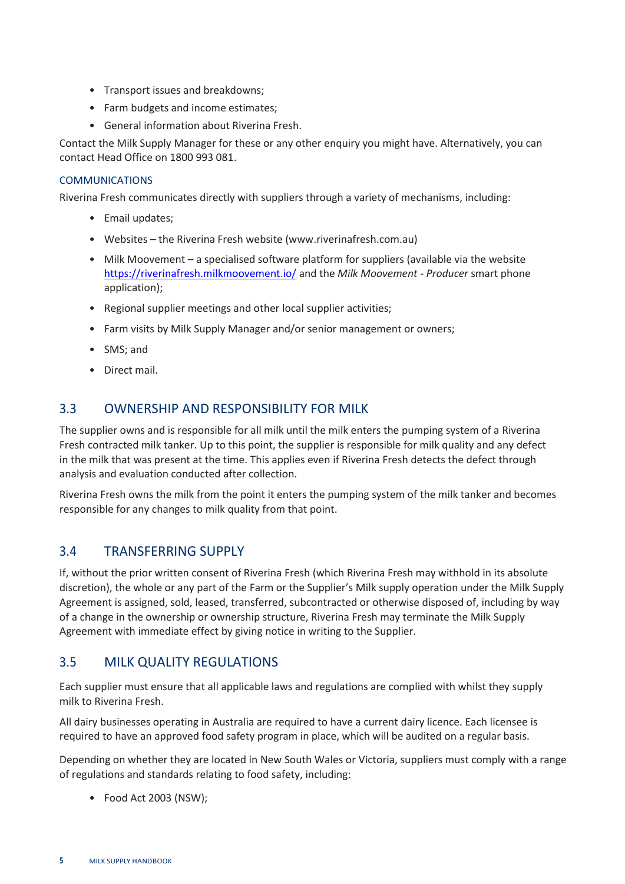- Transport issues and breakdowns;
- Farm budgets and income estimates;
- General information about Riverina Fresh.

Contact the Milk Supply Manager for these or any other enquiry you might have. Alternatively, you can contact Head Office on 1800 993 081.

#### COMMUNICATIONS

Riverina Fresh communicates directly with suppliers through a variety of mechanisms, including:

- Email updates;
- Websites – the Riverina Fresh website (www.riverinafresh.com.au)
- Milk Moovement – a specialised software platform for suppliers (available via the website https://riverinafresh.milkmoovement.io/ and the *Milk Moovement - Producer* smart phone application);
- Regional supplier meetings and other local supplier activities;
- Farm visits by Milk Supply Manager and/or senior management or owners;
- SMS; and
- Direct mail.

## 3.3 OWNERSHIP AND RESPONSIBILITY FOR MILK

The supplier owns and is responsible for all milk until the milk enters the pumping system of a Riverina Fresh contracted milk tanker. Up to this point, the supplier is responsible for milk quality and any defect in the milk that was present at the time. This applies even if Riverina Fresh detects the defect through analysis and evaluation conducted after collection.

Riverina Fresh owns the milk from the point it enters the pumping system of the milk tanker and becomes responsible for any changes to milk quality from that point.

## 3.4 TRANSFERRING SUPPLY

If, without the prior written consent of Riverina Fresh (which Riverina Fresh may withhold in its absolute discretion), the whole or any part of the Farm or the Supplier's Milk supply operation under the Milk Supply Agreement is assigned, sold, leased, transferred, subcontracted or otherwise disposed of, including by way of a change in the ownership or ownership structure, Riverina Fresh may terminate the Milk Supply Agreement with immediate effect by giving notice in writing to the Supplier.

## 3.5 MILK QUALITY REGULATIONS

Each supplier must ensure that all applicable laws and regulations are complied with whilst they supply milk to Riverina Fresh.

All dairy businesses operating in Australia are required to have a current dairy licence. Each licensee is required to have an approved food safety program in place, which will be audited on a regular basis.

Depending on whether they are located in New South Wales or Victoria, suppliers must comply with a range of regulations and standards relating to food safety, including:

- Food Act 2003 (NSW);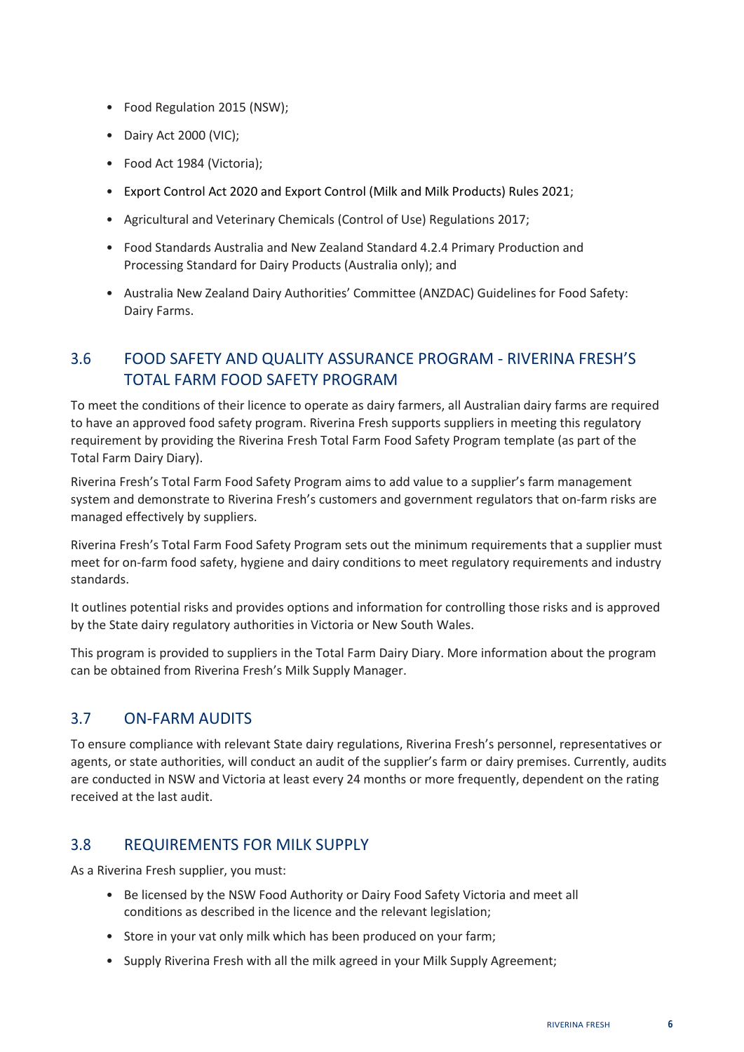- Food Regulation 2015 (NSW);
- Dairy Act 2000 (VIC);
- Food Act 1984 (Victoria);
- Export Control Act 2020 and Export Control (Milk and Milk Products) Rules 2021;
- Agricultural and Veterinary Chemicals (Control of Use) Regulations 2017;
- Food Standards Australia and New Zealand Standard 4.2.4 Primary Production and Processing Standard for Dairy Products (Australia only); and
- Australia New Zealand Dairy Authorities' Committee (ANZDAC) Guidelines for Food Safety: Dairy Farms.

## 3.6 FOOD SAFETY AND QUALITY ASSURANCE PROGRAM - RIVERINA FRESH'S TOTAL FARM FOOD SAFETY PROGRAM

To meet the conditions of their licence to operate as dairy farmers, all Australian dairy farms are required to have an approved food safety program. Riverina Fresh supports suppliers in meeting this regulatory requirement by providing the Riverina Fresh Total Farm Food Safety Program template (as part of the Total Farm Dairy Diary).

Riverina Fresh's Total Farm Food Safety Program aims to add value to a supplier's farm management system and demonstrate to Riverina Fresh's customers and government regulators that on-farm risks are managed effectively by suppliers.

Riverina Fresh's Total Farm Food Safety Program sets out the minimum requirements that a supplier must meet for on-farm food safety, hygiene and dairy conditions to meet regulatory requirements and industry standards.

It outlines potential risks and provides options and information for controlling those risks and is approved by the State dairy regulatory authorities in Victoria or New South Wales.

This program is provided to suppliers in the Total Farm Dairy Diary. More information about the program can be obtained from Riverina Fresh's Milk Supply Manager.

## 3.7 ON-FARM AUDITS

To ensure compliance with relevant State dairy regulations, Riverina Fresh's personnel, representatives or agents, or state authorities, will conduct an audit of the supplier's farm or dairy premises. Currently, audits are conducted in NSW and Victoria at least every 24 months or more frequently, dependent on the rating received at the last audit.

## 3.8 REQUIREMENTS FOR MILK SUPPLY

As a Riverina Fresh supplier, you must:

- Be licensed by the NSW Food Authority or Dairy Food Safety Victoria and meet all conditions as described in the licence and the relevant legislation;
- Store in your vat only milk which has been produced on your farm;
- Supply Riverina Fresh with all the milk agreed in your Milk Supply Agreement;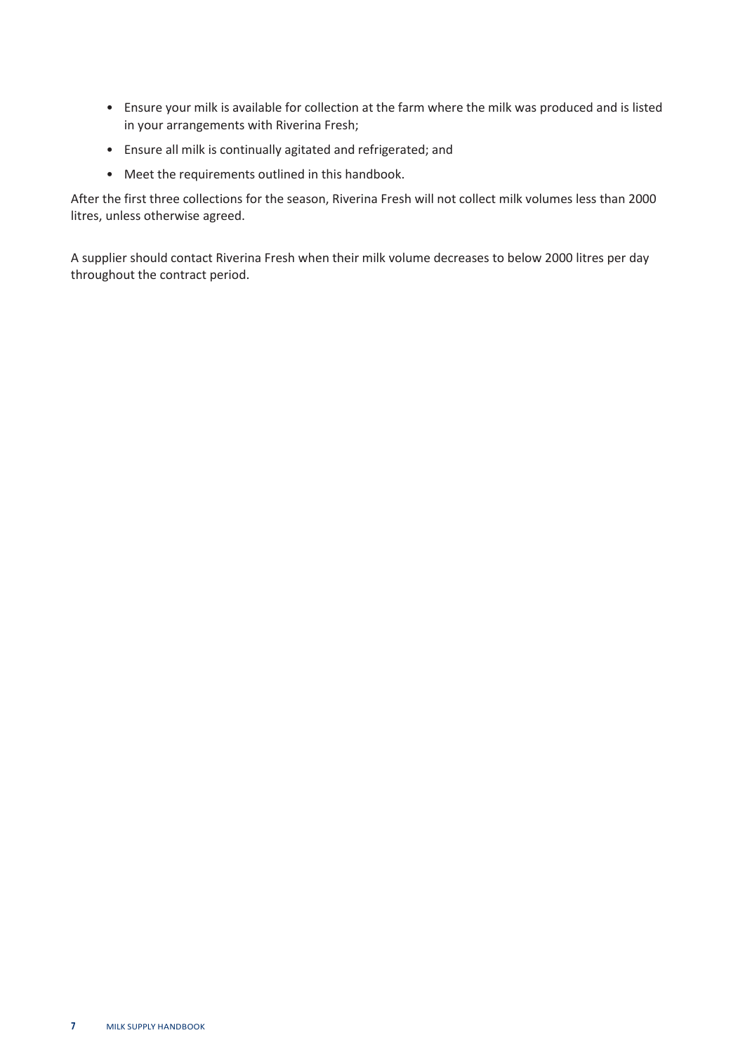- Ensure your milk is available for collection at the farm where the milk was produced and is listed in your arrangements with Riverina Fresh;
- Ensure all milk is continually agitated and refrigerated; and
- Meet the requirements outlined in this handbook.

After the first three collections for the season, Riverina Fresh will not collect milk volumes less than 2000 litres, unless otherwise agreed.

A supplier should contact Riverina Fresh when their milk volume decreases to below 2000 litres per day throughout the contract period.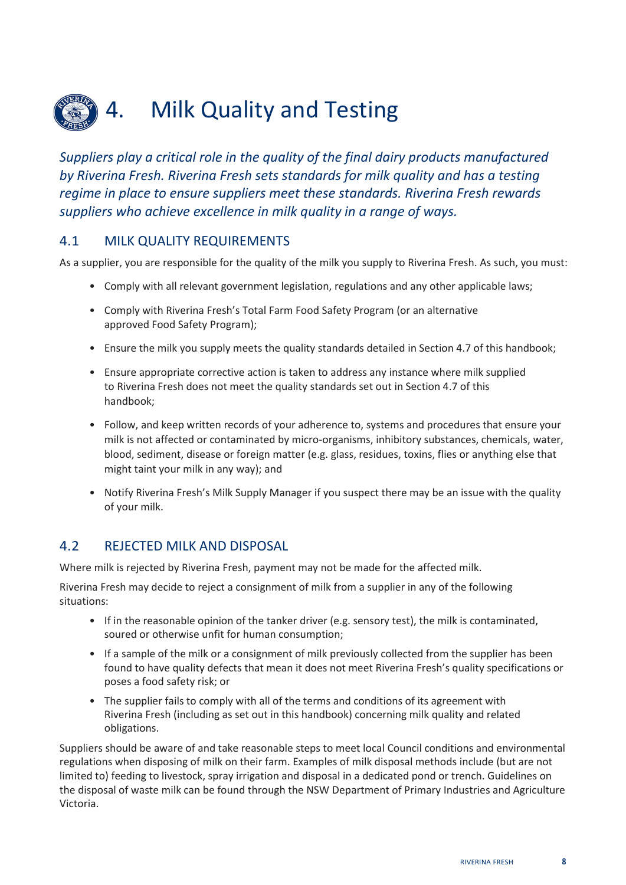# 4. Milk Quality and Testing

*Suppliers play a critical role in the quality of the final dairy products manufactured by Riverina Fresh. Riverina Fresh sets standards for milk quality and has a testing regime in place to ensure suppliers meet these standards. Riverina Fresh rewards suppliers who achieve excellence in milk quality in a range of ways.*

## 4.1 MILK QUALITY REQUIREMENTS

As a supplier, you are responsible for the quality of the milk you supply to Riverina Fresh. As such, you must:

- Comply with all relevant government legislation, regulations and any other applicable laws;
- Comply with Riverina Fresh's Total Farm Food Safety Program (or an alternative approved Food Safety Program);
- Ensure the milk you supply meets the quality standards detailed in Section 4.7 of this handbook;
- Ensure appropriate corrective action is taken to address any instance where milk supplied to Riverina Fresh does not meet the quality standards set out in Section 4.7 of this handbook;
- Follow, and keep written records of your adherence to, systems and procedures that ensure your milk is not affected or contaminated by micro-organisms, inhibitory substances, chemicals, water, blood, sediment, disease or foreign matter (e.g. glass, residues, toxins, flies or anything else that might taint your milk in any way); and
- Notify Riverina Fresh's Milk Supply Manager if you suspect there may be an issue with the quality of your milk.

## 4.2 REJECTED MILK AND DISPOSAL

Where milk is rejected by Riverina Fresh, payment may not be made for the affected milk.

Riverina Fresh may decide to reject a consignment of milk from a supplier in any of the following situations:

- If in the reasonable opinion of the tanker driver (e.g. sensory test), the milk is contaminated, soured or otherwise unfit for human consumption;
- If a sample of the milk or a consignment of milk previously collected from the supplier has been found to have quality defects that mean it does not meet Riverina Fresh's quality specifications or poses a food safety risk; or
- The supplier fails to comply with all of the terms and conditions of its agreement with Riverina Fresh (including as set out in this handbook) concerning milk quality and related obligations.

Suppliers should be aware of and take reasonable steps to meet local Council conditions and environmental regulations when disposing of milk on their farm. Examples of milk disposal methods include (but are not limited to) feeding to livestock, spray irrigation and disposal in a dedicated pond or trench. Guidelines on the disposal of waste milk can be found through the NSW Department of Primary Industries and Agriculture Victoria.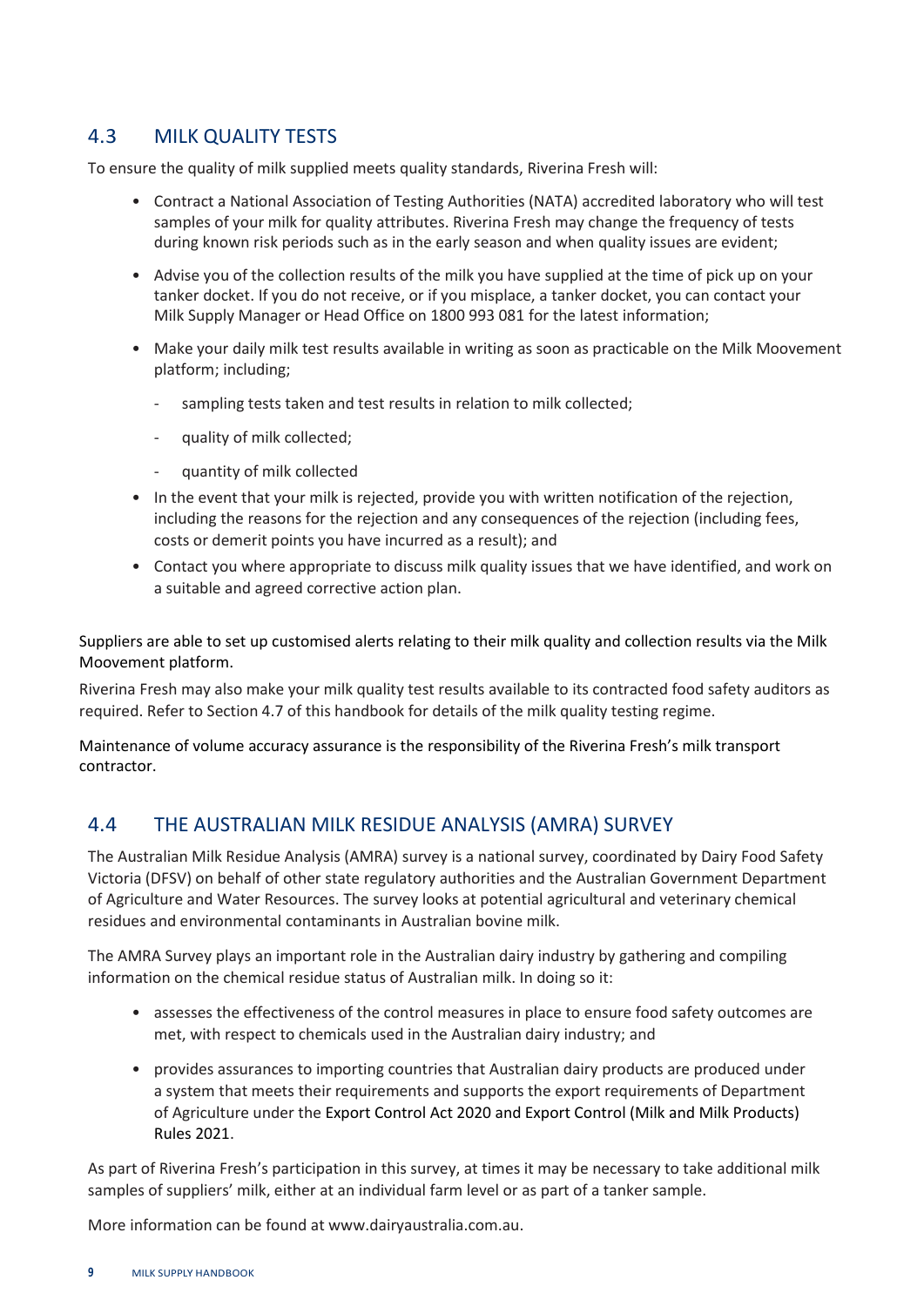## 4.3 MILK QUALITY TESTS

To ensure the quality of milk supplied meets quality standards, Riverina Fresh will:

- Contract a National Association of Testing Authorities (NATA) accredited laboratory who will test samples of your milk for quality attributes. Riverina Fresh may change the frequency of tests during known risk periods such as in the early season and when quality issues are evident;
- Advise you of the collection results of the milk you have supplied at the time of pick up on your tanker docket. If you do not receive, or if you misplace, a tanker docket, you can contact your Milk Supply Manager or Head Office on 1800 993 081 for the latest information;
- Make your daily milk test results available in writing as soon as practicable on the Milk Moovement platform; including;
  - sampling tests taken and test results in relation to milk collected;
  - quality of milk collected;
  - quantity of milk collected
- In the event that your milk is rejected, provide you with written notification of the rejection, including the reasons for the rejection and any consequences of the rejection (including fees, costs or demerit points you have incurred as a result); and
- Contact you where appropriate to discuss milk quality issues that we have identified, and work on a suitable and agreed corrective action plan.

Suppliers are able to set up customised alerts relating to their milk quality and collection results via the Milk Moovement platform.

Riverina Fresh may also make your milk quality test results available to its contracted food safety auditors as required. Refer to Section 4.7 of this handbook for details of the milk quality testing regime.

Maintenance of volume accuracy assurance is the responsibility of the Riverina Fresh's milk transport contractor.

## 4.4 THE AUSTRALIAN MILK RESIDUE ANALYSIS (AMRA) SURVEY

The Australian Milk Residue Analysis (AMRA) survey is a national survey, coordinated by Dairy Food Safety Victoria (DFSV) on behalf of other state regulatory authorities and the Australian Government Department of Agriculture and Water Resources. The survey looks at potential agricultural and veterinary chemical residues and environmental contaminants in Australian bovine milk.

The AMRA Survey plays an important role in the Australian dairy industry by gathering and compiling information on the chemical residue status of Australian milk. In doing so it:

- assesses the effectiveness of the control measures in place to ensure food safety outcomes are met, with respect to chemicals used in the Australian dairy industry; and
- provides assurances to importing countries that Australian dairy products are produced under a system that meets their requirements and supports the export requirements of Department of Agriculture under the Export Control Act 2020 and Export Control (Milk and Milk Products) Rules 2021.

As part of Riverina Fresh's participation in this survey, at times it may be necessary to take additional milk samples of suppliers' milk, either at an individual farm level or as part of a tanker sample.

More information can be found at www.dairyaustralia.com.au.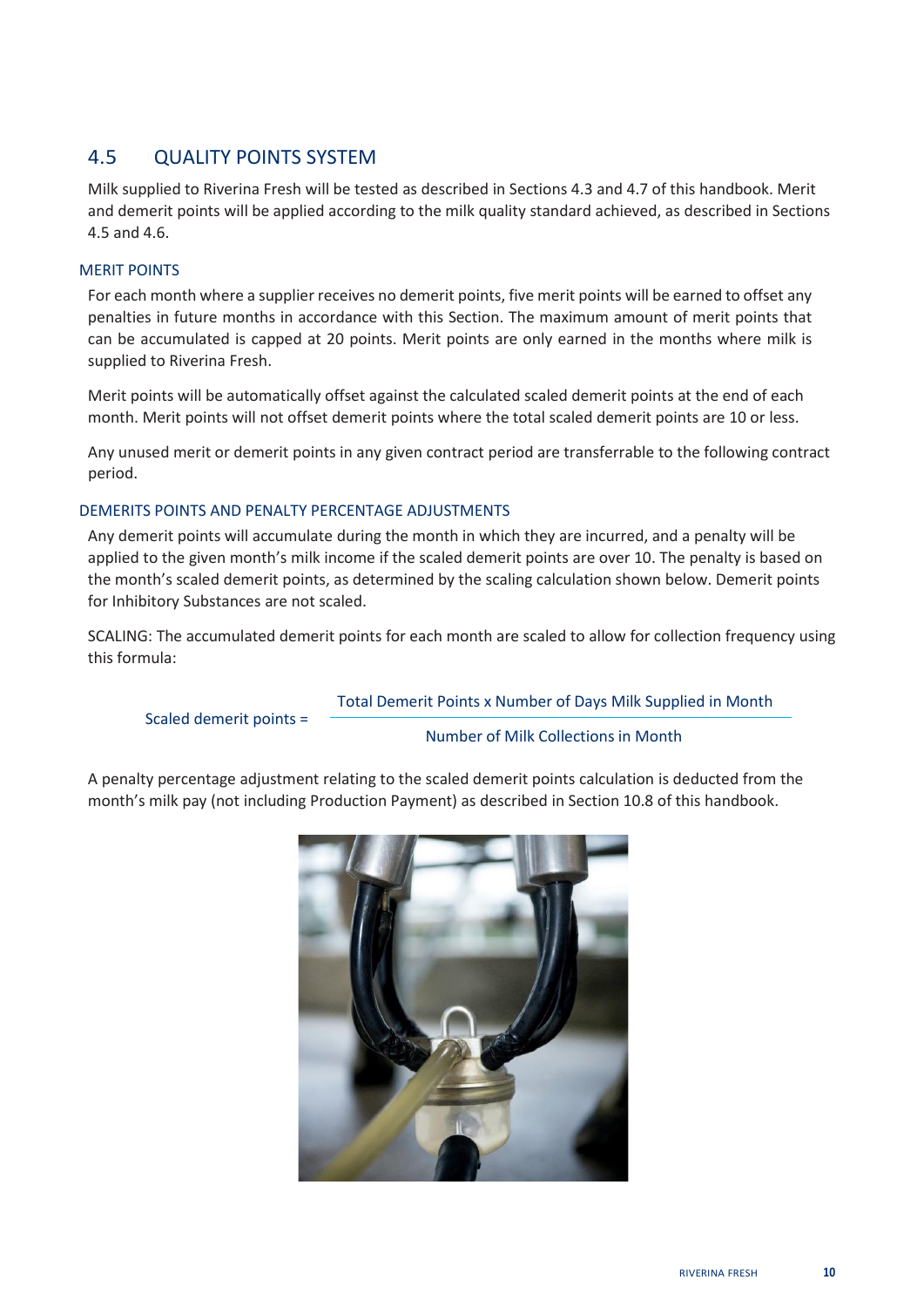## 4.5 QUALITY POINTS SYSTEM

Milk supplied to Riverina Fresh will be tested as described in Sections 4.3 and 4.7 of this handbook. Merit and demerit points will be applied according to the milk quality standard achieved, as described in Sections 4.5 and 4.6.

### MERIT POINTS

For each month where a supplier receives no demerit points, five merit points will be earned to offset any penalties in future months in accordance with this Section. The maximum amount of merit points that can be accumulated is capped at 20 points. Merit points are only earned in the months where milk is supplied to Riverina Fresh.

Merit points will be automatically offset against the calculated scaled demerit points at the end of each month. Merit points will not offset demerit points where the total scaled demerit points are 10 or less.

Any unused merit or demerit points in any given contract period are transferrable to the following contract period.

### DEMERITS POINTS AND PENALTY PERCENTAGE ADJUSTMENTS

Any demerit points will accumulate during the month in which they are incurred, and a penalty will be applied to the given month's milk income if the scaled demerit points are over 10. The penalty is based on the month's scaled demerit points, as determined by the scaling calculation shown below. Demerit points for Inhibitory Substances are not scaled.

SCALING: The accumulated demerit points for each month are scaled to allow for collection frequency using this formula:

$$\text{Scaled demerit points} = \frac{\text{Total Demerit Points x Number of Days Milk Supplied in Month}}{\text{Number of Milk Collections in Month}}$$

A penalty percentage adjustment relating to the scaled demerit points calculation is deducted from the month's milk pay (not including Production Payment) as described in Section 10.8 of this handbook.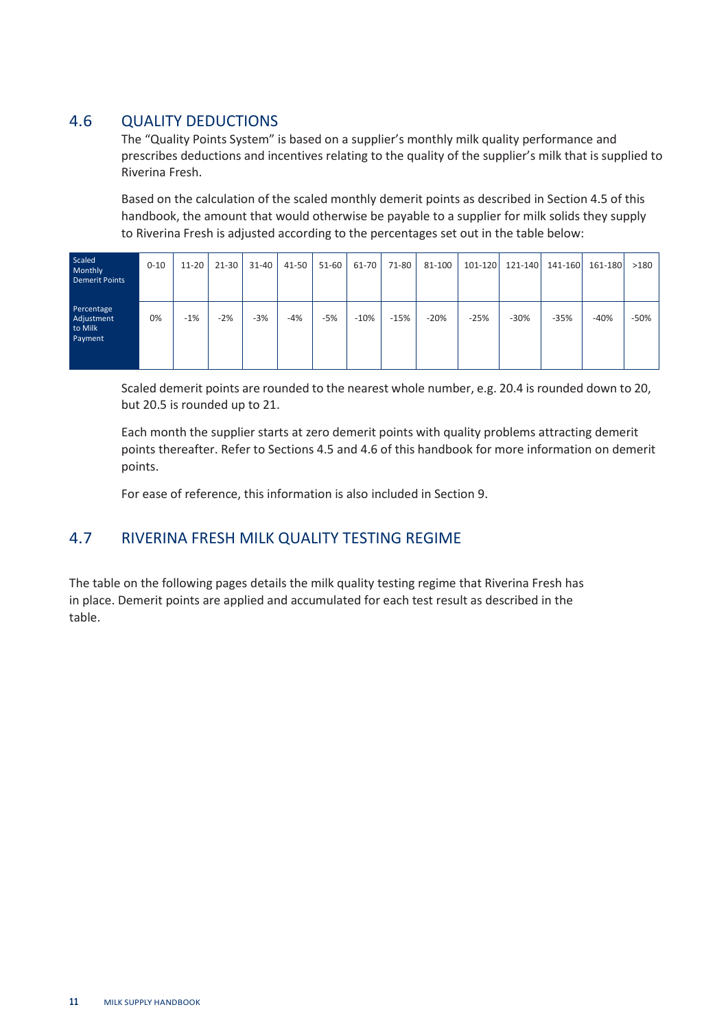## 4.6 QUALITY DEDUCTIONS

The “Quality Points System” is based on a supplier’s monthly milk quality performance and prescribes deductions and incentives relating to the quality of the supplier’s milk that is supplied to Riverina Fresh.

Based on the calculation of the scaled monthly demerit points as described in Section 4.5 of this handbook, the amount that would otherwise be payable to a supplier for milk solids they supply to Riverina Fresh is adjusted according to the percentages set out in the table below:

| Scaled Monthly Demerit Points | 0-10 | 11-20 | 21-30 | 31-40 | 41-50 | 51-60 | 61-70 | 71-80 | 81-100 | 101-120 | 121-140 | 141-160 | 161-180 | >180 |
|---|---|---|---|---|---|---|---|---|---|---|---|---|---|---|
| Percentage Adjustment to Milk Payment | 0% | -1% | -2% | -3% | -4% | -5% | -10% | -15% | -20% | -25% | -30% | -35% | -40% | -50% |

Scaled demerit points are rounded to the nearest whole number, e.g. 20.4 is rounded down to 20, but 20.5 is rounded up to 21.

Each month the supplier starts at zero demerit points with quality problems attracting demerit points thereafter. Refer to Sections 4.5 and 4.6 of this handbook for more information on demerit points.

For ease of reference, this information is also included in Section 9.

## 4.7 RIVERINA FRESH MILK QUALITY TESTING REGIME

The table on the following pages details the milk quality testing regime that Riverina Fresh has in place. Demerit points are applied and accumulated for each test result as described in the table.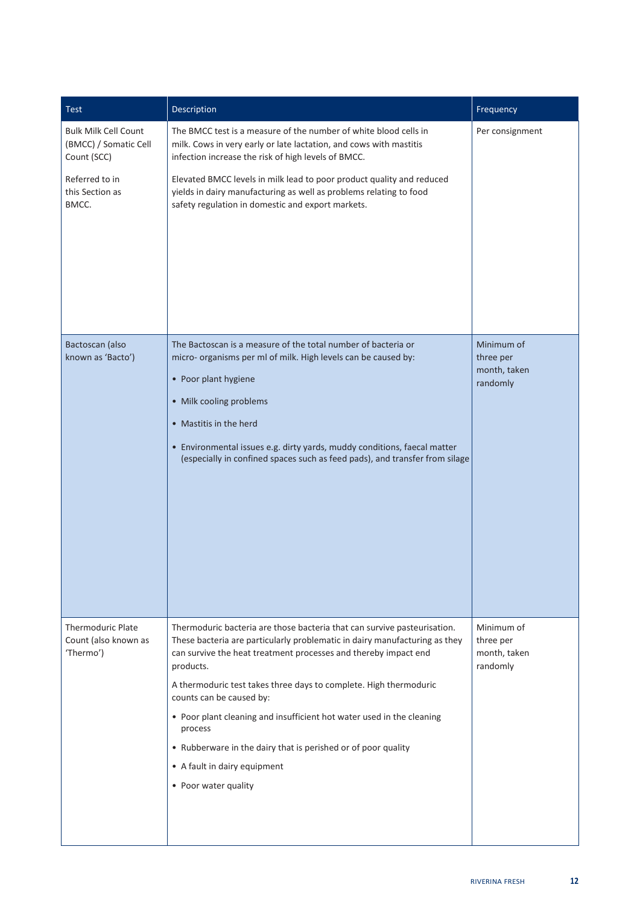| Test | Description | Frequency |
| --- | --- | --- |
| Bulk Milk Cell Count (BMCC) / Somatic Cell Count (SCC)<br><br>Referred to in this Section as BMCC. | The BMCC test is a measure of the number of white blood cells in milk. Cows in very early or late lactation, and cows with mastitis infection increase the risk of high levels of BMCC.<br><br>Elevated BMCC levels in milk lead to poor product quality and reduced yields in dairy manufacturing as well as problems relating to food safety regulation in domestic and export markets. | Per consignment |
| Bactoscan (also known as 'Bacto') | The Bactoscan is a measure of the total number of bacteria or micro- organisms per ml of milk. High levels can be caused by:<br>• Poor plant hygiene<br>• Milk cooling problems<br>• Mastitis in the herd<br>• Environmental issues e.g. dirty yards, muddy conditions, faecal matter (especially in confined spaces such as feed pads), and transfer from silage | Minimum of three per month, taken randomly |
| Thermoduric Plate Count (also known as 'Thermo') | Thermoduric bacteria are those bacteria that can survive pasteurisation. These bacteria are particularly problematic in dairy manufacturing as they can survive the heat treatment processes and thereby impact end products.<br><br>A thermoduric test takes three days to complete. High thermoduric counts can be caused by:<br>• Poor plant cleaning and insufficient hot water used in the cleaning process<br>• Rubberware in the dairy that is perished or of poor quality<br>• A fault in dairy equipment<br>• Poor water quality | Minimum of three per month, taken randomly |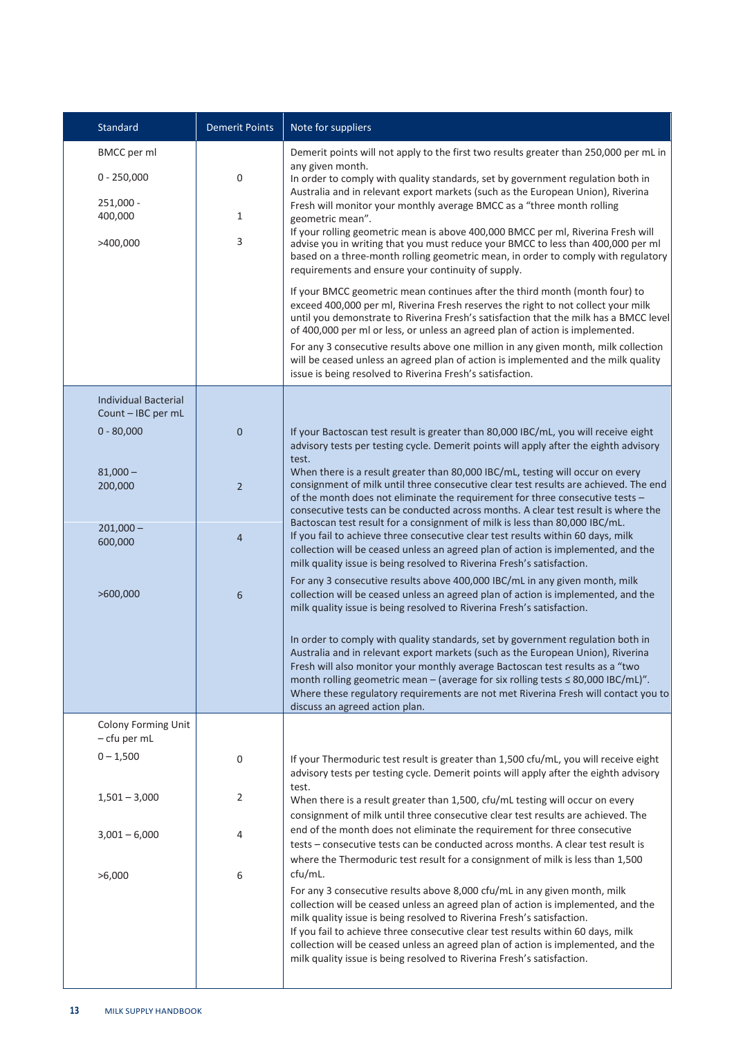| Standard | Demerit Points | Note for suppliers |
|---|---|---|
| BMCC per ml | | Demerit points will not apply to the first two results greater than 250,000 per mL in any given month.<br>In order to comply with quality standards, set by government regulation both in Australia and in relevant export markets (such as the European Union), Riverina Fresh will monitor your monthly average BMCC as a "three month rolling geometric mean".<br>If your rolling geometric mean is above 400,000 BMCC per ml, Riverina Fresh will advise you in writing that you must reduce your BMCC to less than 400,000 per ml based on a three-month rolling geometric mean, in order to comply with regulatory requirements and ensure your continuity of supply.<br>If your BMCC geometric mean continues after the third month (month four) to exceed 400,000 per ml, Riverina Fresh reserves the right to not collect your milk until you demonstrate to Riverina Fresh's satisfaction that the milk has a BMCC level of 400,000 per ml or less, or unless an agreed plan of action is implemented.<br>For any 3 consecutive results above one million in any given month, milk collection will be ceased unless an agreed plan of action is implemented and the milk quality issue is being resolved to Riverina Fresh's satisfaction. |
| 0 - 250,000 | 0 | |
| 251,000 - 400,000 | 1 | |
| >400,000 | 3 | |
| Individual Bacterial Count – IBC per mL | | If your Bactoscan test result is greater than 80,000 IBC/mL, you will receive eight advisory tests per testing cycle. Demerit points will apply after the eighth advisory test.<br>When there is a result greater than 80,000 IBC/mL, testing will occur on every consignment of milk until three consecutive clear test results are achieved. The end of the month does not eliminate the requirement for three consecutive tests – consecutive tests can be conducted across months. A clear test result is where the Bactoscan test result for a consignment of milk is less than 80,000 IBC/mL.<br>If you fail to achieve three consecutive clear test results within 60 days, milk collection will be ceased unless an agreed plan of action is implemented, and the milk quality issue is being resolved to Riverina Fresh's satisfaction.<br>For any 3 consecutive results above 400,000 IBC/mL in any given month, milk collection will be ceased unless an agreed plan of action is implemented, and the milk quality issue is being resolved to Riverina Fresh's satisfaction.<br>In order to comply with quality standards, set by government regulation both in Australia and in relevant export markets (such as the European Union), Riverina Fresh will also monitor your monthly average Bactoscan test results as a "two month rolling geometric mean – (average for six rolling tests ≤ 80,000 IBC/mL)". Where these regulatory requirements are not met Riverina Fresh will contact you to discuss an agreed action plan. |
| 0 - 80,000 | 0 | |
| 81,000 – 200,000 | 2 | |
| 201,000 – 600,000 | 4 | |
| >600,000 | 6 | |
| Colony Forming Unit – cfu per mL | | If your Thermoduric test result is greater than 1,500 cfu/mL, you will receive eight advisory tests per testing cycle. Demerit points will apply after the eighth advisory test.<br>When there is a result greater than 1,500, cfu/mL testing will occur on every consignment of milk until three consecutive clear test results are achieved. The end of the month does not eliminate the requirement for three consecutive tests – consecutive tests can be conducted across months. A clear test result is where the Thermoduric test result for a consignment of milk is less than 1,500 cfu/mL.<br>For any 3 consecutive results above 8,000 cfu/mL in any given month, milk collection will be ceased unless an agreed plan of action is implemented, and the milk quality issue is being resolved to Riverina Fresh's satisfaction.<br>If you fail to achieve three consecutive clear test results within 60 days, milk collection will be ceased unless an agreed plan of action is implemented, and the milk quality issue is being resolved to Riverina Fresh's satisfaction. |
| 0 – 1,500 | 0 | |
| 1,501 – 3,000 | 2 | |
| 3,001 – 6,000 | 4 | |
| >6,000 | 6 | |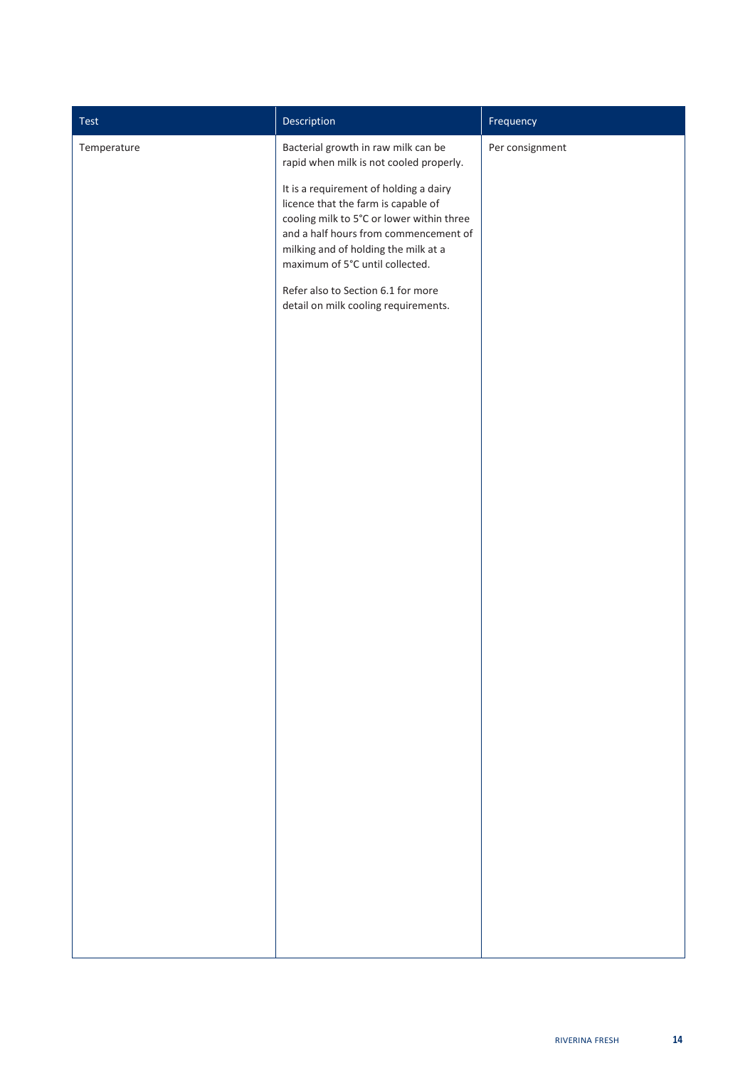| Test | Description | Frequency |
|---|---|---|
| Temperature | Bacterial growth in raw milk can be rapid when milk is not cooled properly.<br><br>It is a requirement of holding a dairy licence that the farm is capable of cooling milk to 5°C or lower within three and a half hours from commencement of milking and of holding the milk at a maximum of 5°C until collected.<br><br>Refer also to Section 6.1 for more detail on milk cooling requirements. | Per consignment |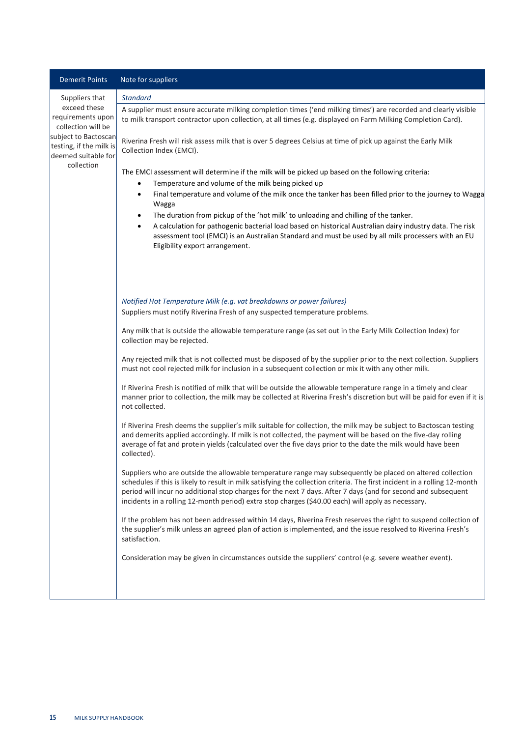| Demerit Points | Note for suppliers |
| --- | --- |
| Suppliers that exceed these requirements upon collection will be subject to Bactoscan testing, if the milk is deemed suitable for collection | *Standard*<br><br>A supplier must ensure accurate milking completion times ('end milking times') are recorded and clearly visible to milk transport contractor upon collection, at all times (e.g. displayed on Farm Milking Completion Card).<br><br>Riverina Fresh will risk assess milk that is over 5 degrees Celsius at time of pick up against the Early Milk Collection Index (EMCI).<br><br>The EMCI assessment will determine if the milk will be picked up based on the following criteria:<br>• Temperature and volume of the milk being picked up<br>• Final temperature and volume of the milk once the tanker has been filled prior to the journey to Wagga Wagga<br>• The duration from pickup of the 'hot milk' to unloading and chilling of the tanker.<br>• A calculation for pathogenic bacterial load based on historical Australian dairy industry data. The risk assessment tool (EMCI) is an Australian Standard and must be used by all milk processers with an EU Eligibility export arrangement.<br><br>*Notified Hot Temperature Milk (e.g. vat breakdowns or power failures)*<br><br>Suppliers must notify Riverina Fresh of any suspected temperature problems.<br><br>Any milk that is outside the allowable temperature range (as set out in the Early Milk Collection Index) for collection may be rejected.<br><br>Any rejected milk that is not collected must be disposed of by the supplier prior to the next collection. Suppliers must not cool rejected milk for inclusion in a subsequent collection or mix it with any other milk.<br><br>If Riverina Fresh is notified of milk that will be outside the allowable temperature range in a timely and clear manner prior to collection, the milk may be collected at Riverina Fresh's discretion but will be paid for even if it is not collected.<br><br>If Riverina Fresh deems the supplier's milk suitable for collection, the milk may be subject to Bactoscan testing and demerits applied accordingly. If milk is not collected, the payment will be based on the five-day rolling average of fat and protein yields (calculated over the five days prior to the date the milk would have been collected).<br><br>Suppliers who are outside the allowable temperature range may subsequently be placed on altered collection schedules if this is likely to result in milk satisfying the collection criteria. The first incident in a rolling 12-month period will incur no additional stop charges for the next 7 days. After 7 days (and for second and subsequent incidents in a rolling 12-month period) extra stop charges ($40.00 each) will apply as necessary.<br><br>If the problem has not been addressed within 14 days, Riverina Fresh reserves the right to suspend collection of the supplier's milk unless an agreed plan of action is implemented, and the issue resolved to Riverina Fresh's satisfaction.<br><br>Consideration may be given in circumstances outside the suppliers' control (e.g. severe weather event). |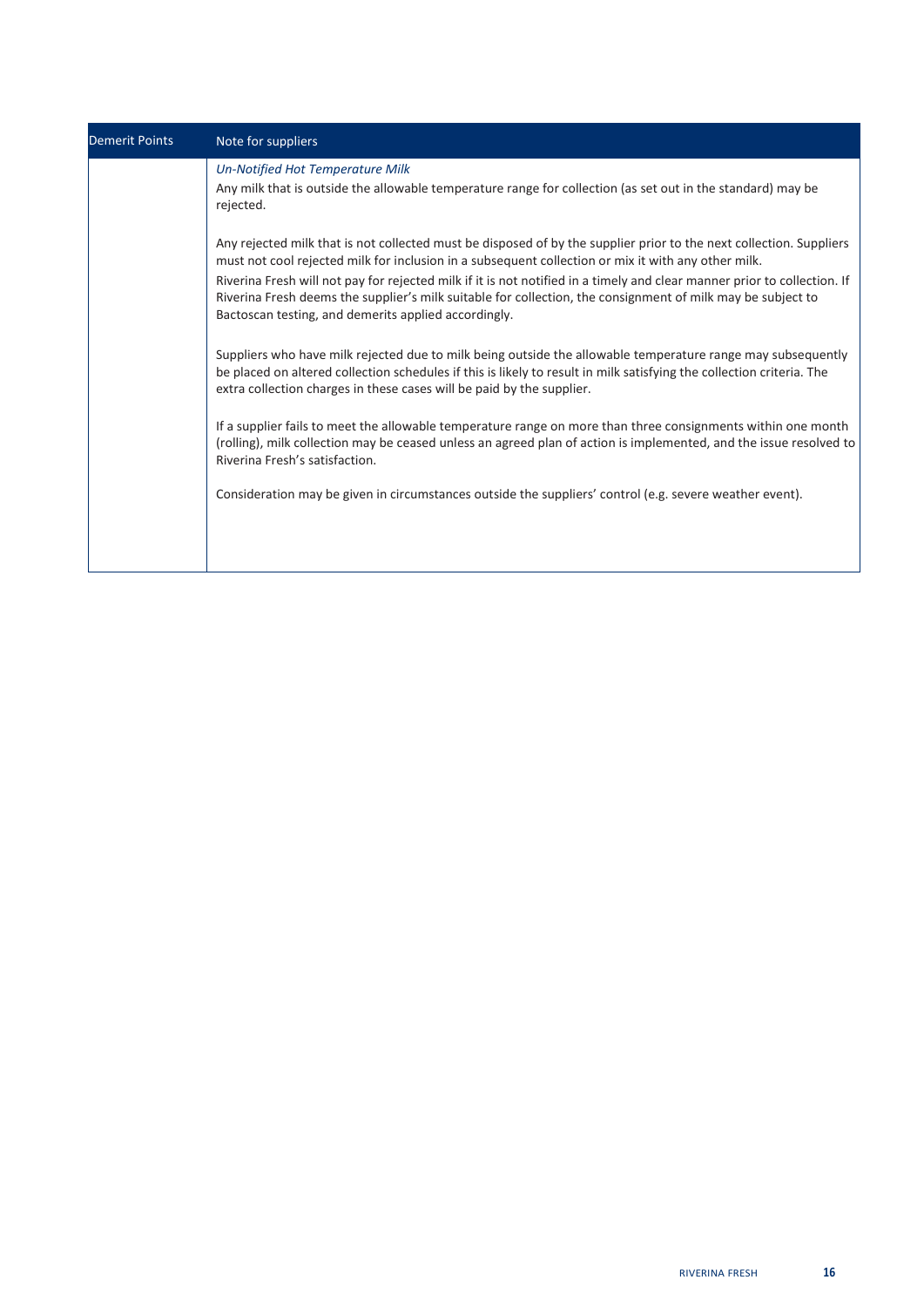| Demerit Points | Note for suppliers |
|---|---|
| | *Un-Notified Hot Temperature Milk*<br>Any milk that is outside the allowable temperature range for collection (as set out in the standard) may be rejected.<br><br>Any rejected milk that is not collected must be disposed of by the supplier prior to the next collection. Suppliers must not cool rejected milk for inclusion in a subsequent collection or mix it with any other milk.<br>Riverina Fresh will not pay for rejected milk if it is not notified in a timely and clear manner prior to collection. If Riverina Fresh deems the supplier's milk suitable for collection, the consignment of milk may be subject to Bactoscan testing, and demerits applied accordingly.<br><br>Suppliers who have milk rejected due to milk being outside the allowable temperature range may subsequently be placed on altered collection schedules if this is likely to result in milk satisfying the collection criteria. The extra collection charges in these cases will be paid by the supplier.<br><br>If a supplier fails to meet the allowable temperature range on more than three consignments within one month (rolling), milk collection may be ceased unless an agreed plan of action is implemented, and the issue resolved to Riverina Fresh's satisfaction.<br><br>Consideration may be given in circumstances outside the suppliers' control (e.g. severe weather event). |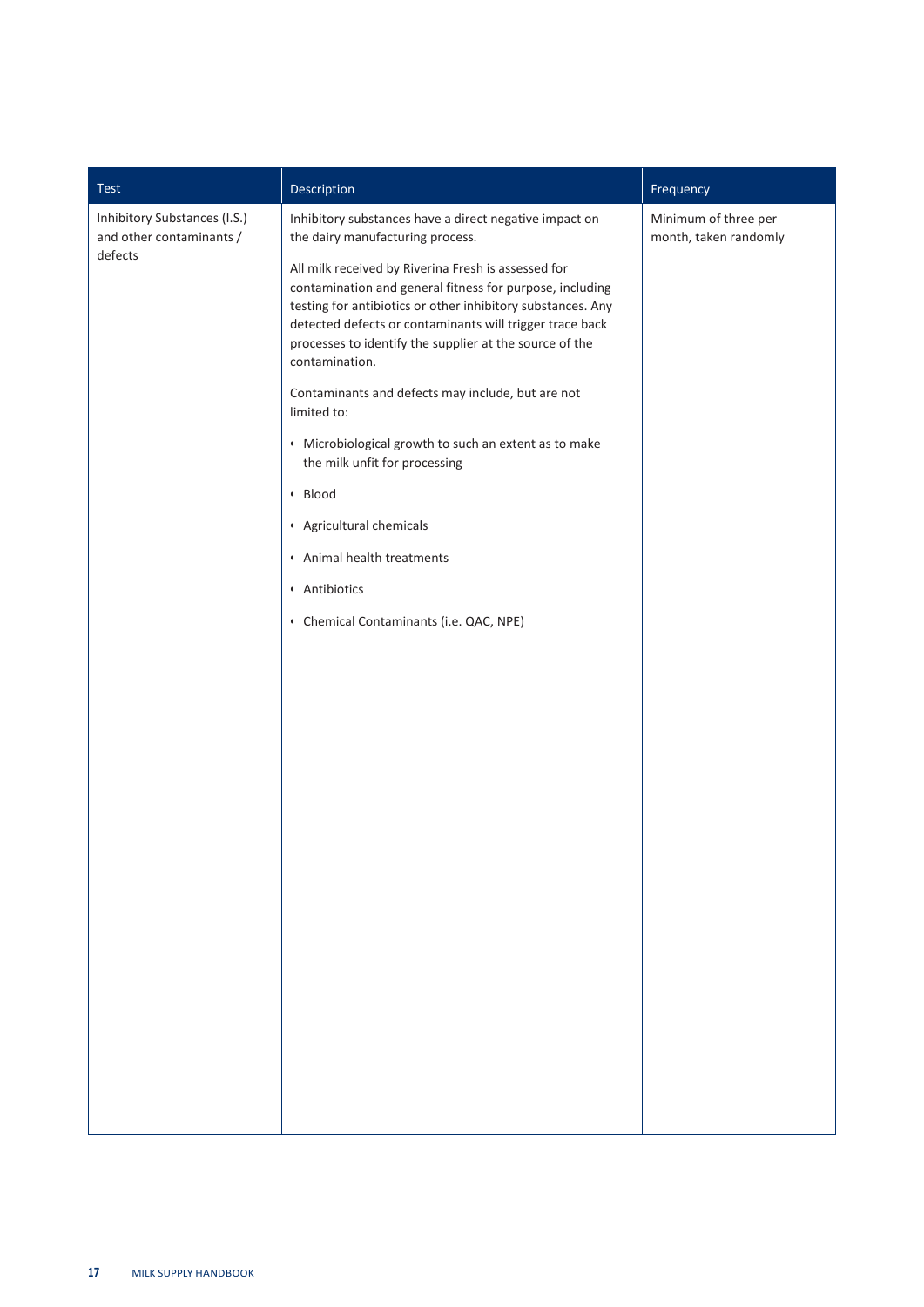| Test | Description | Frequency |
|---|---|---|
| Inhibitory Substances (I.S.) and other contaminants / defects | Inhibitory substances have a direct negative impact on the dairy manufacturing process.<br><br>All milk received by Riverina Fresh is assessed for contamination and general fitness for purpose, including testing for antibiotics or other inhibitory substances. Any detected defects or contaminants will trigger trace back processes to identify the supplier at the source of the contamination.<br><br>Contaminants and defects may include, but are not limited to:<br><br>• Microbiological growth to such an extent as to make the milk unfit for processing<br>• Blood<br>• Agricultural chemicals<br>• Animal health treatments<br>• Antibiotics<br>• Chemical Contaminants (i.e. QAC, NPE) | Minimum of three per month, taken randomly |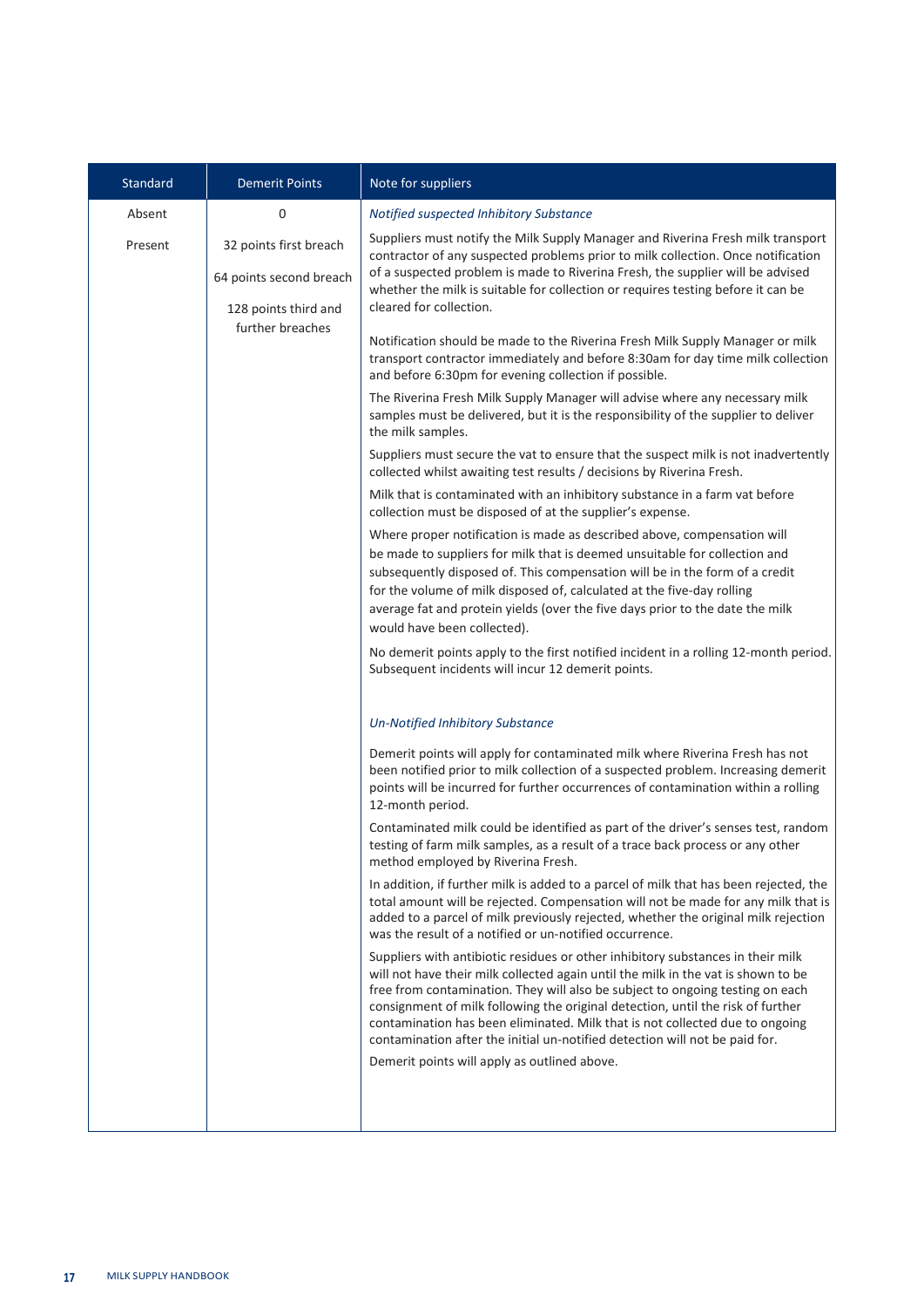| Standard | Demerit Points | Note for suppliers |
|---|---|---|
| Absent | 0 | *Notified suspected Inhibitory Substance* |
| Present | 32 points first breach<br><br>64 points second breach<br><br>128 points third and further breaches | Suppliers must notify the Milk Supply Manager and Riverina Fresh milk transport contractor of any suspected problems prior to milk collection. Once notification of a suspected problem is made to Riverina Fresh, the supplier will be advised whether the milk is suitable for collection or requires testing before it can be cleared for collection.<br><br>Notification should be made to the Riverina Fresh Milk Supply Manager or milk transport contractor immediately and before 8:30am for day time milk collection and before 6:30pm for evening collection if possible.<br><br>The Riverina Fresh Milk Supply Manager will advise where any necessary milk samples must be delivered, but it is the responsibility of the supplier to deliver the milk samples.<br><br>Suppliers must secure the vat to ensure that the suspect milk is not inadvertently collected whilst awaiting test results / decisions by Riverina Fresh.<br><br>Milk that is contaminated with an inhibitory substance in a farm vat before collection must be disposed of at the supplier's expense.<br><br>Where proper notification is made as described above, compensation will be made to suppliers for milk that is deemed unsuitable for collection and subsequently disposed of. This compensation will be in the form of a credit for the volume of milk disposed of, calculated at the five-day rolling average fat and protein yields (over the five days prior to the date the milk would have been collected).<br><br>No demerit points apply to the first notified incident in a rolling 12-month period. Subsequent incidents will incur 12 demerit points.<br><br>*Un-Notified Inhibitory Substance*<br><br>Demerit points will apply for contaminated milk where Riverina Fresh has not been notified prior to milk collection of a suspected problem. Increasing demerit points will be incurred for further occurrences of contamination within a rolling 12-month period.<br><br>Contaminated milk could be identified as part of the driver's senses test, random testing of farm milk samples, as a result of a trace back process or any other method employed by Riverina Fresh.<br><br>In addition, if further milk is added to a parcel of milk that has been rejected, the total amount will be rejected. Compensation will not be made for any milk that is added to a parcel of milk previously rejected, whether the original milk rejection was the result of a notified or un-notified occurrence.<br><br>Suppliers with antibiotic residues or other inhibitory substances in their milk will not have their milk collected again until the milk in the vat is shown to be free from contamination. They will also be subject to ongoing testing on each consignment of milk following the original detection, until the risk of further contamination has been eliminated. Milk that is not collected due to ongoing contamination after the initial un-notified detection will not be paid for.<br><br>Demerit points will apply as outlined above. |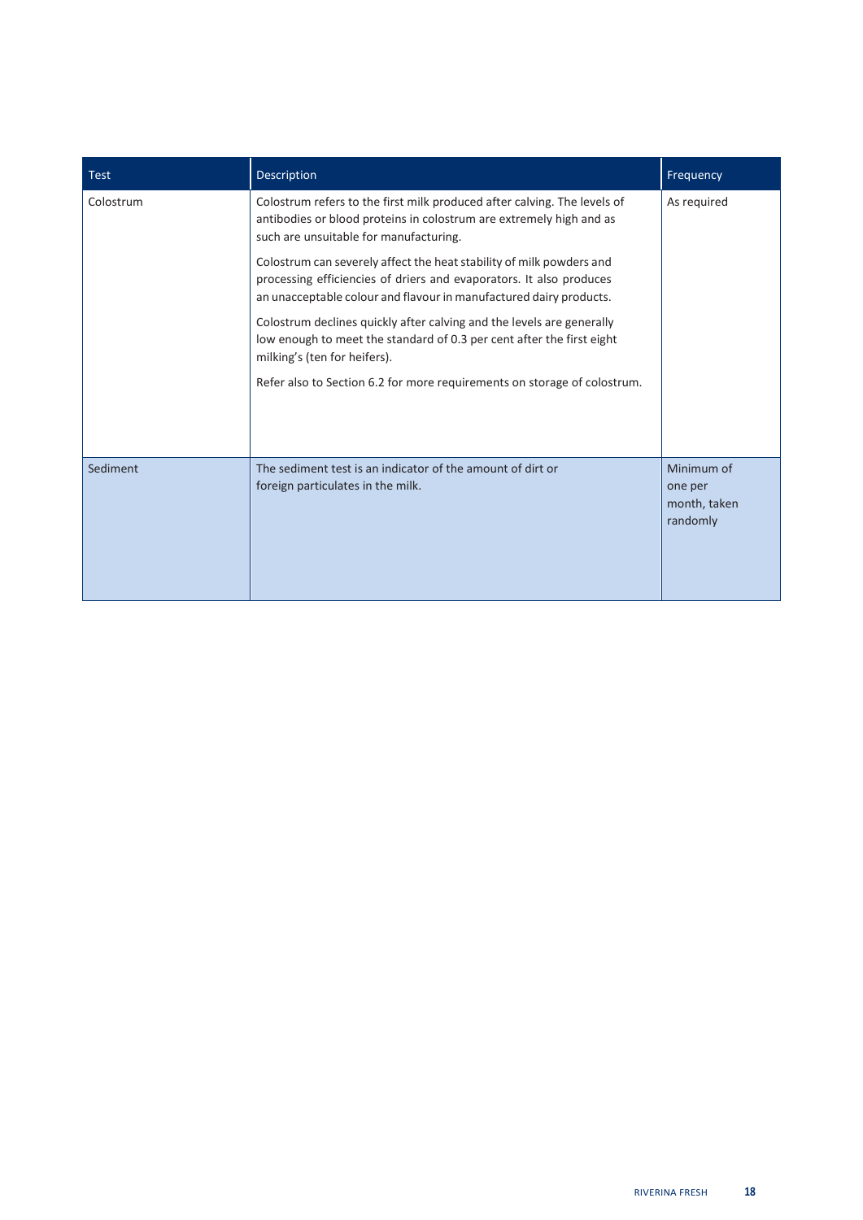| Test | Description | Frequency |
|---|---|---|
| Colostrum | Colostrum refers to the first milk produced after calving. The levels of antibodies or blood proteins in colostrum are extremely high and as such are unsuitable for manufacturing.<br><br>Colostrum can severely affect the heat stability of milk powders and processing efficiencies of driers and evaporators. It also produces an unacceptable colour and flavour in manufactured dairy products.<br><br>Colostrum declines quickly after calving and the levels are generally low enough to meet the standard of 0.3 per cent after the first eight milking's (ten for heifers).<br><br>Refer also to Section 6.2 for more requirements on storage of colostrum. | As required |
| Sediment | The sediment test is an indicator of the amount of dirt or foreign particulates in the milk. | Minimum of one per month, taken randomly |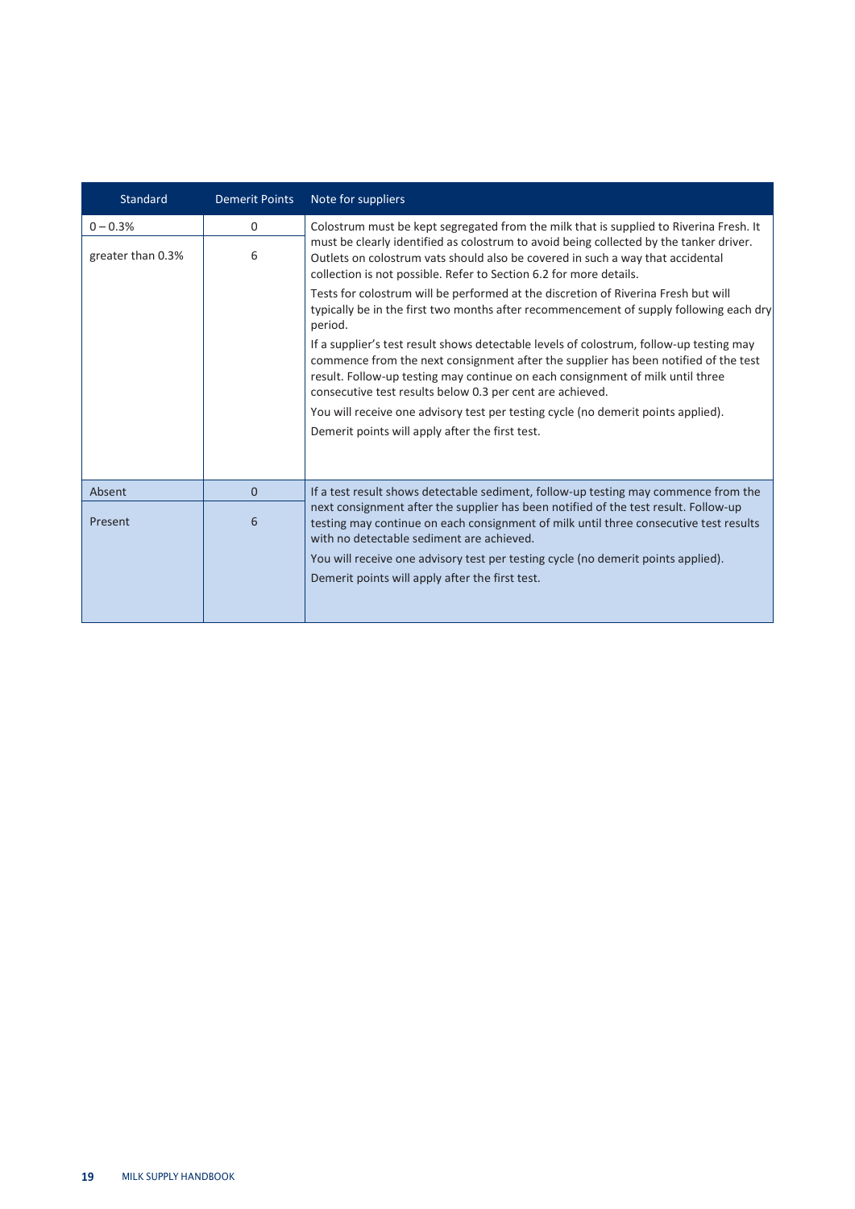| Standard | Demerit Points | Note for suppliers |
|---|---|---|
| 0 – 0.3% | 0 | Colostrum must be kept segregated from the milk that is supplied to Riverina Fresh. It must be clearly identified as colostrum to avoid being collected by the tanker driver. Outlets on colostrum vats should also be covered in such a way that accidental collection is not possible. Refer to Section 6.2 for more details.<br><br>Tests for colostrum will be performed at the discretion of Riverina Fresh but will typically be in the first two months after recommencement of supply following each dry period.<br><br>If a supplier's test result shows detectable levels of colostrum, follow-up testing may commence from the next consignment after the supplier has been notified of the test result. Follow-up testing may continue on each consignment of milk until three consecutive test results below 0.3 per cent are achieved.<br><br>You will receive one advisory test per testing cycle (no demerit points applied).<br><br>Demerit points will apply after the first test. |
| greater than 0.3% | 6 | |
| Absent | 0 | If a test result shows detectable sediment, follow-up testing may commence from the next consignment after the supplier has been notified of the test result. Follow-up testing may continue on each consignment of milk until three consecutive test results with no detectable sediment are achieved.<br><br>You will receive one advisory test per testing cycle (no demerit points applied).<br><br>Demerit points will apply after the first test. |
| Present | 6 | |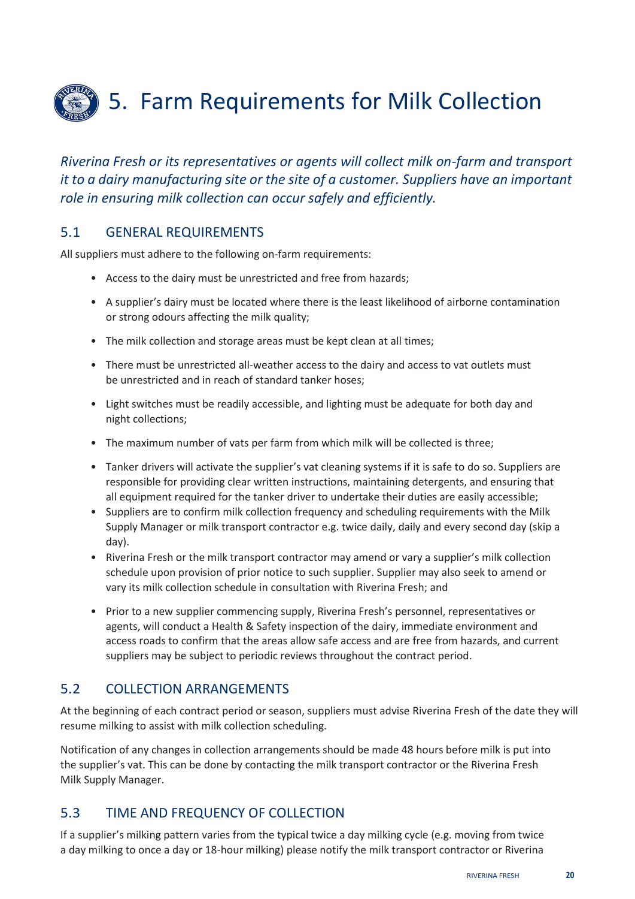# 5. Farm Requirements for Milk Collection

*Riverina Fresh or its representatives or agents will collect milk on-farm and transport it to a dairy manufacturing site or the site of a customer. Suppliers have an important role in ensuring milk collection can occur safely and efficiently.*

## 5.1 GENERAL REQUIREMENTS

All suppliers must adhere to the following on-farm requirements:

- Access to the dairy must be unrestricted and free from hazards;
- A supplier's dairy must be located where there is the least likelihood of airborne contamination or strong odours affecting the milk quality;
- The milk collection and storage areas must be kept clean at all times;
- There must be unrestricted all-weather access to the dairy and access to vat outlets must be unrestricted and in reach of standard tanker hoses;
- Light switches must be readily accessible, and lighting must be adequate for both day and night collections;
- The maximum number of vats per farm from which milk will be collected is three;
- Tanker drivers will activate the supplier's vat cleaning systems if it is safe to do so. Suppliers are responsible for providing clear written instructions, maintaining detergents, and ensuring that all equipment required for the tanker driver to undertake their duties are easily accessible;
- Suppliers are to confirm milk collection frequency and scheduling requirements with the Milk Supply Manager or milk transport contractor e.g. twice daily, daily and every second day (skip a day).
- Riverina Fresh or the milk transport contractor may amend or vary a supplier's milk collection schedule upon provision of prior notice to such supplier. Supplier may also seek to amend or vary its milk collection schedule in consultation with Riverina Fresh; and
- Prior to a new supplier commencing supply, Riverina Fresh's personnel, representatives or agents, will conduct a Health & Safety inspection of the dairy, immediate environment and access roads to confirm that the areas allow safe access and are free from hazards, and current suppliers may be subject to periodic reviews throughout the contract period.

## 5.2 COLLECTION ARRANGEMENTS

At the beginning of each contract period or season, suppliers must advise Riverina Fresh of the date they will resume milking to assist with milk collection scheduling.

Notification of any changes in collection arrangements should be made 48 hours before milk is put into the supplier's vat. This can be done by contacting the milk transport contractor or the Riverina Fresh Milk Supply Manager.

## 5.3 TIME AND FREQUENCY OF COLLECTION

If a supplier's milking pattern varies from the typical twice a day milking cycle (e.g. moving from twice a day milking to once a day or 18-hour milking) please notify the milk transport contractor or Riverina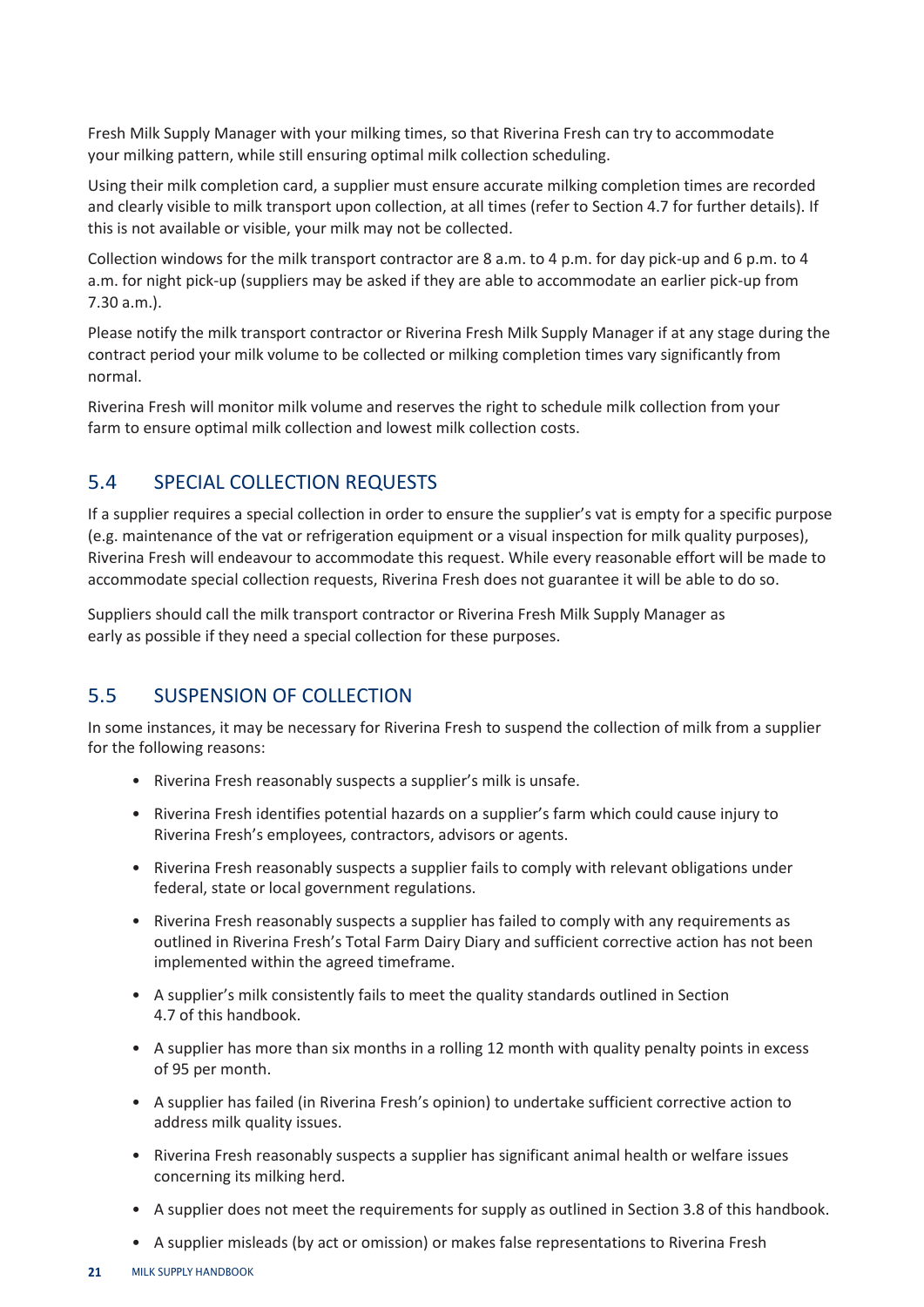Fresh Milk Supply Manager with your milking times, so that Riverina Fresh can try to accommodate your milking pattern, while still ensuring optimal milk collection scheduling.

Using their milk completion card, a supplier must ensure accurate milking completion times are recorded and clearly visible to milk transport upon collection, at all times (refer to Section 4.7 for further details). If this is not available or visible, your milk may not be collected.

Collection windows for the milk transport contractor are 8 a.m. to 4 p.m. for day pick-up and 6 p.m. to 4 a.m. for night pick-up (suppliers may be asked if they are able to accommodate an earlier pick-up from 7.30 a.m.).

Please notify the milk transport contractor or Riverina Fresh Milk Supply Manager if at any stage during the contract period your milk volume to be collected or milking completion times vary significantly from normal.

Riverina Fresh will monitor milk volume and reserves the right to schedule milk collection from your farm to ensure optimal milk collection and lowest milk collection costs.

## 5.4 SPECIAL COLLECTION REQUESTS

If a supplier requires a special collection in order to ensure the supplier's vat is empty for a specific purpose (e.g. maintenance of the vat or refrigeration equipment or a visual inspection for milk quality purposes), Riverina Fresh will endeavour to accommodate this request. While every reasonable effort will be made to accommodate special collection requests, Riverina Fresh does not guarantee it will be able to do so.

Suppliers should call the milk transport contractor or Riverina Fresh Milk Supply Manager as early as possible if they need a special collection for these purposes.

## 5.5 SUSPENSION OF COLLECTION

In some instances, it may be necessary for Riverina Fresh to suspend the collection of milk from a supplier for the following reasons:

- Riverina Fresh reasonably suspects a supplier's milk is unsafe.
- Riverina Fresh identifies potential hazards on a supplier's farm which could cause injury to Riverina Fresh's employees, contractors, advisors or agents.
- Riverina Fresh reasonably suspects a supplier fails to comply with relevant obligations under federal, state or local government regulations.
- Riverina Fresh reasonably suspects a supplier has failed to comply with any requirements as outlined in Riverina Fresh's Total Farm Dairy Diary and sufficient corrective action has not been implemented within the agreed timeframe.
- A supplier's milk consistently fails to meet the quality standards outlined in Section 4.7 of this handbook.
- A supplier has more than six months in a rolling 12 month with quality penalty points in excess of 95 per month.
- A supplier has failed (in Riverina Fresh's opinion) to undertake sufficient corrective action to address milk quality issues.
- Riverina Fresh reasonably suspects a supplier has significant animal health or welfare issues concerning its milking herd.
- A supplier does not meet the requirements for supply as outlined in Section 3.8 of this handbook.
- A supplier misleads (by act or omission) or makes false representations to Riverina Fresh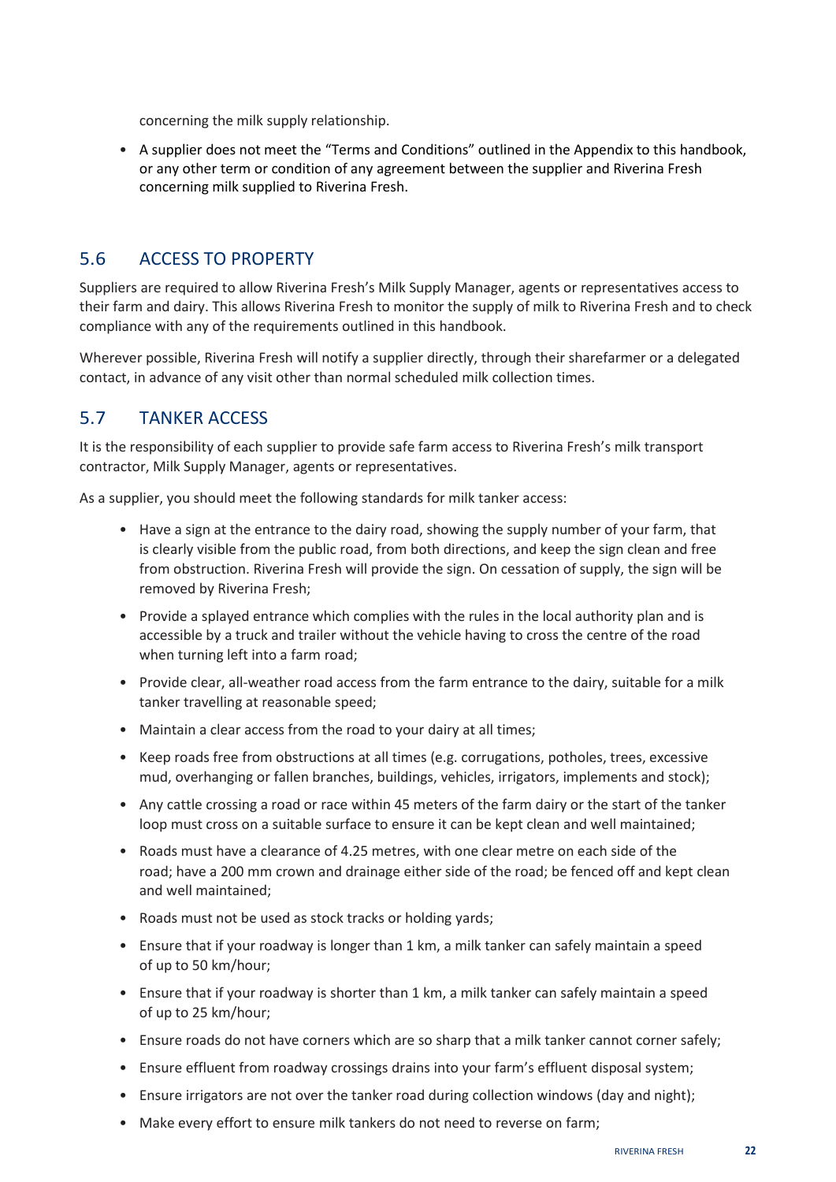concerning the milk supply relationship.

- A supplier does not meet the "Terms and Conditions" outlined in the Appendix to this handbook, or any other term or condition of any agreement between the supplier and Riverina Fresh concerning milk supplied to Riverina Fresh.

## 5.6 ACCESS TO PROPERTY

Suppliers are required to allow Riverina Fresh's Milk Supply Manager, agents or representatives access to their farm and dairy. This allows Riverina Fresh to monitor the supply of milk to Riverina Fresh and to check compliance with any of the requirements outlined in this handbook.

Wherever possible, Riverina Fresh will notify a supplier directly, through their sharefarmer or a delegated contact, in advance of any visit other than normal scheduled milk collection times.

## 5.7 TANKER ACCESS

It is the responsibility of each supplier to provide safe farm access to Riverina Fresh's milk transport contractor, Milk Supply Manager, agents or representatives.

As a supplier, you should meet the following standards for milk tanker access:

- Have a sign at the entrance to the dairy road, showing the supply number of your farm, that is clearly visible from the public road, from both directions, and keep the sign clean and free from obstruction. Riverina Fresh will provide the sign. On cessation of supply, the sign will be removed by Riverina Fresh;
- Provide a splayed entrance which complies with the rules in the local authority plan and is accessible by a truck and trailer without the vehicle having to cross the centre of the road when turning left into a farm road;
- Provide clear, all-weather road access from the farm entrance to the dairy, suitable for a milk tanker travelling at reasonable speed;
- Maintain a clear access from the road to your dairy at all times;
- Keep roads free from obstructions at all times (e.g. corrugations, potholes, trees, excessive mud, overhanging or fallen branches, buildings, vehicles, irrigators, implements and stock);
- Any cattle crossing a road or race within 45 meters of the farm dairy or the start of the tanker loop must cross on a suitable surface to ensure it can be kept clean and well maintained;
- Roads must have a clearance of 4.25 metres, with one clear metre on each side of the road; have a 200 mm crown and drainage either side of the road; be fenced off and kept clean and well maintained;
- Roads must not be used as stock tracks or holding yards;
- Ensure that if your roadway is longer than 1 km, a milk tanker can safely maintain a speed of up to 50 km/hour;
- Ensure that if your roadway is shorter than 1 km, a milk tanker can safely maintain a speed of up to 25 km/hour;
- Ensure roads do not have corners which are so sharp that a milk tanker cannot corner safely;
- Ensure effluent from roadway crossings drains into your farm's effluent disposal system;
- Ensure irrigators are not over the tanker road during collection windows (day and night);
- Make every effort to ensure milk tankers do not need to reverse on farm;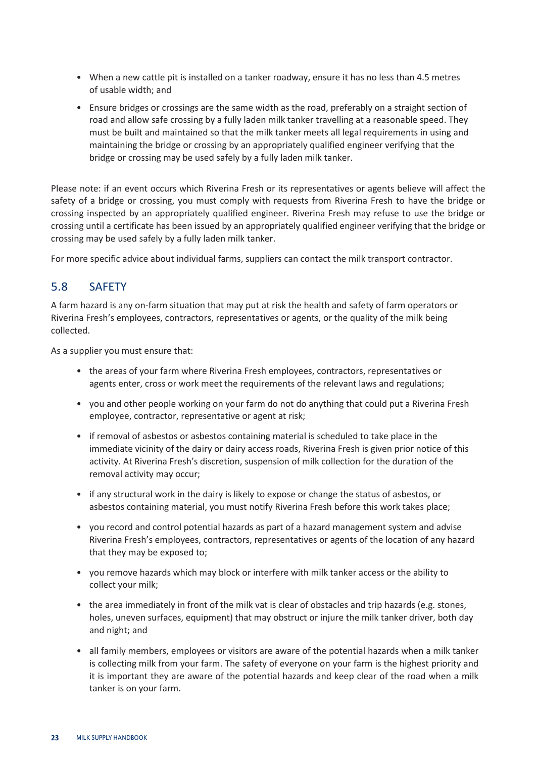- When a new cattle pit is installed on a tanker roadway, ensure it has no less than 4.5 metres of usable width; and
- Ensure bridges or crossings are the same width as the road, preferably on a straight section of road and allow safe crossing by a fully laden milk tanker travelling at a reasonable speed. They must be built and maintained so that the milk tanker meets all legal requirements in using and maintaining the bridge or crossing by an appropriately qualified engineer verifying that the bridge or crossing may be used safely by a fully laden milk tanker.

Please note: if an event occurs which Riverina Fresh or its representatives or agents believe will affect the safety of a bridge or crossing, you must comply with requests from Riverina Fresh to have the bridge or crossing inspected by an appropriately qualified engineer. Riverina Fresh may refuse to use the bridge or crossing until a certificate has been issued by an appropriately qualified engineer verifying that the bridge or crossing may be used safely by a fully laden milk tanker.

For more specific advice about individual farms, suppliers can contact the milk transport contractor.

## 5.8 SAFETY

A farm hazard is any on-farm situation that may put at risk the health and safety of farm operators or Riverina Fresh's employees, contractors, representatives or agents, or the quality of the milk being collected.

As a supplier you must ensure that:

- the areas of your farm where Riverina Fresh employees, contractors, representatives or agents enter, cross or work meet the requirements of the relevant laws and regulations;
- you and other people working on your farm do not do anything that could put a Riverina Fresh employee, contractor, representative or agent at risk;
- if removal of asbestos or asbestos containing material is scheduled to take place in the immediate vicinity of the dairy or dairy access roads, Riverina Fresh is given prior notice of this activity. At Riverina Fresh's discretion, suspension of milk collection for the duration of the removal activity may occur;
- if any structural work in the dairy is likely to expose or change the status of asbestos, or asbestos containing material, you must notify Riverina Fresh before this work takes place;
- you record and control potential hazards as part of a hazard management system and advise Riverina Fresh's employees, contractors, representatives or agents of the location of any hazard that they may be exposed to;
- you remove hazards which may block or interfere with milk tanker access or the ability to collect your milk;
- the area immediately in front of the milk vat is clear of obstacles and trip hazards (e.g. stones, holes, uneven surfaces, equipment) that may obstruct or injure the milk tanker driver, both day and night; and
- all family members, employees or visitors are aware of the potential hazards when a milk tanker is collecting milk from your farm. The safety of everyone on your farm is the highest priority and it is important they are aware of the potential hazards and keep clear of the road when a milk tanker is on your farm.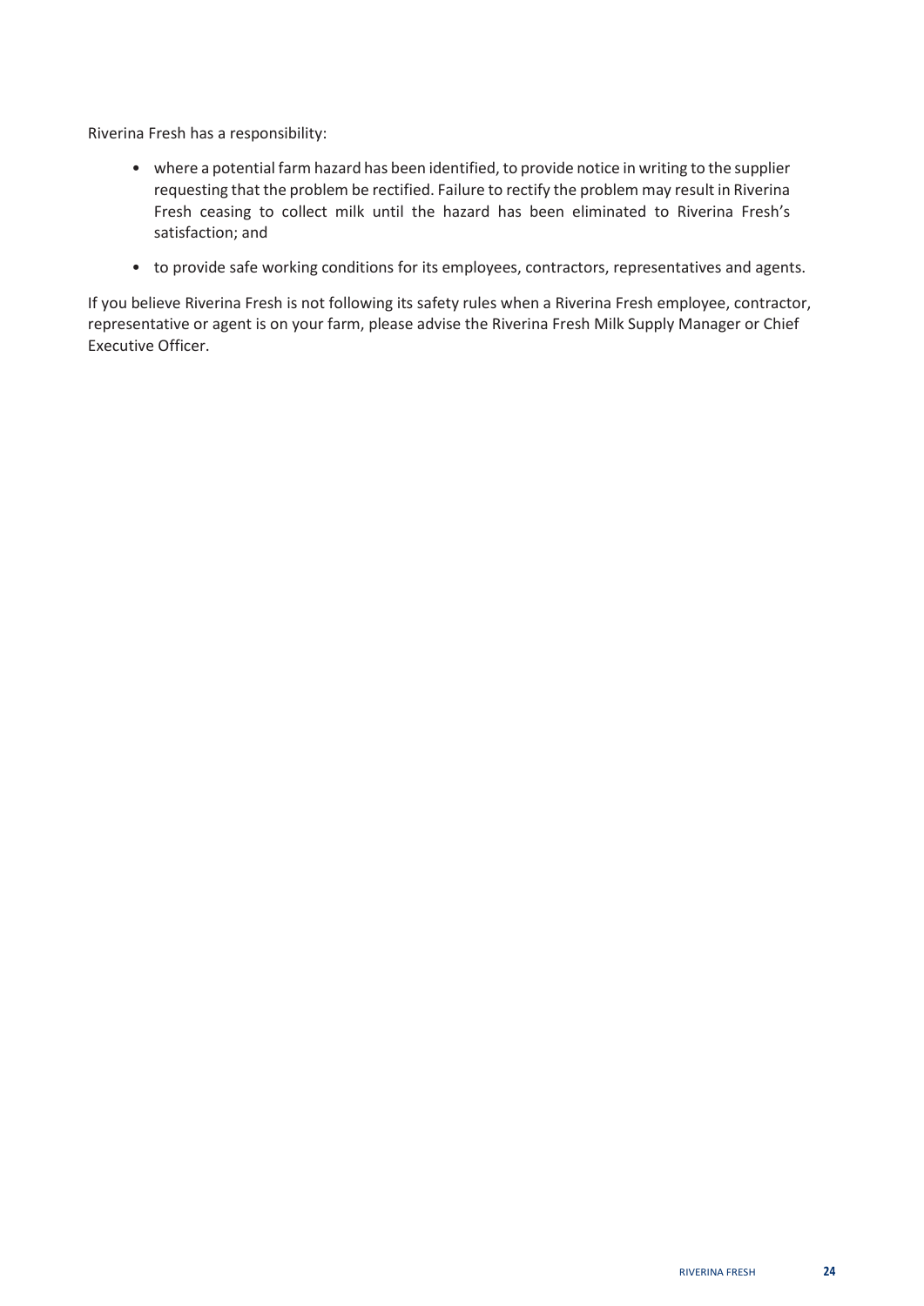Riverina Fresh has a responsibility:

- where a potential farm hazard has been identified, to provide notice in writing to the supplier requesting that the problem be rectified. Failure to rectify the problem may result in Riverina Fresh ceasing to collect milk until the hazard has been eliminated to Riverina Fresh's satisfaction; and
- to provide safe working conditions for its employees, contractors, representatives and agents.

If you believe Riverina Fresh is not following its safety rules when a Riverina Fresh employee, contractor, representative or agent is on your farm, please advise the Riverina Fresh Milk Supply Manager or Chief Executive Officer.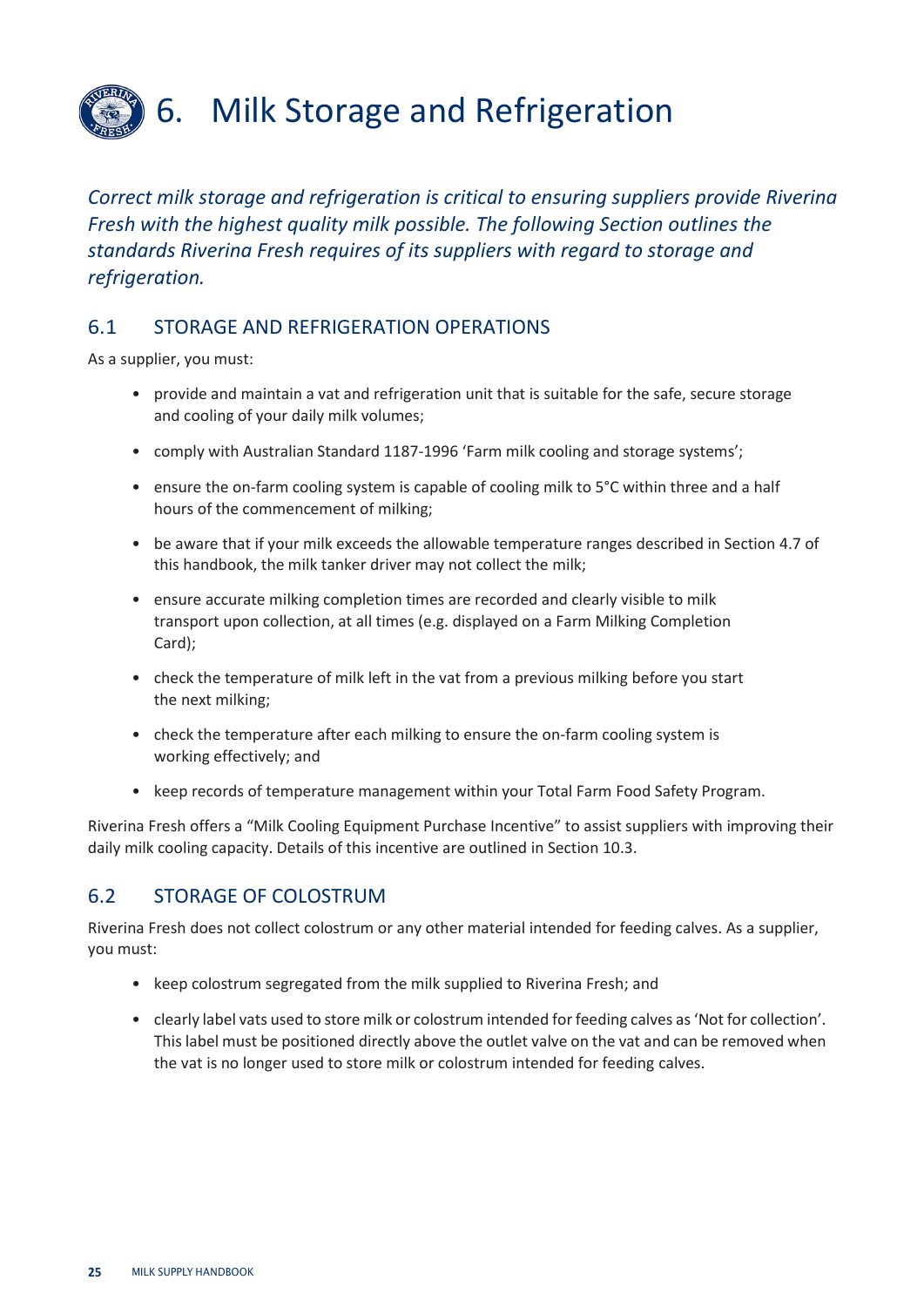# 6. Milk Storage and Refrigeration

*Correct milk storage and refrigeration is critical to ensuring suppliers provide Riverina Fresh with the highest quality milk possible. The following Section outlines the standards Riverina Fresh requires of its suppliers with regard to storage and refrigeration.*

## 6.1 STORAGE AND REFRIGERATION OPERATIONS

As a supplier, you must:

- provide and maintain a vat and refrigeration unit that is suitable for the safe, secure storage and cooling of your daily milk volumes;
- comply with Australian Standard 1187-1996 'Farm milk cooling and storage systems';
- ensure the on-farm cooling system is capable of cooling milk to 5°C within three and a half hours of the commencement of milking;
- be aware that if your milk exceeds the allowable temperature ranges described in Section 4.7 of this handbook, the milk tanker driver may not collect the milk;
- ensure accurate milking completion times are recorded and clearly visible to milk transport upon collection, at all times (e.g. displayed on a Farm Milking Completion Card);
- check the temperature of milk left in the vat from a previous milking before you start the next milking;
- check the temperature after each milking to ensure the on-farm cooling system is working effectively; and
- keep records of temperature management within your Total Farm Food Safety Program.

Riverina Fresh offers a "Milk Cooling Equipment Purchase Incentive" to assist suppliers with improving their daily milk cooling capacity. Details of this incentive are outlined in Section 10.3.

## 6.2 STORAGE OF COLOSTRUM

Riverina Fresh does not collect colostrum or any other material intended for feeding calves. As a supplier, you must:

- keep colostrum segregated from the milk supplied to Riverina Fresh; and
- clearly label vats used to store milk or colostrum intended for feeding calves as 'Not for collection'. This label must be positioned directly above the outlet valve on the vat and can be removed when the vat is no longer used to store milk or colostrum intended for feeding calves.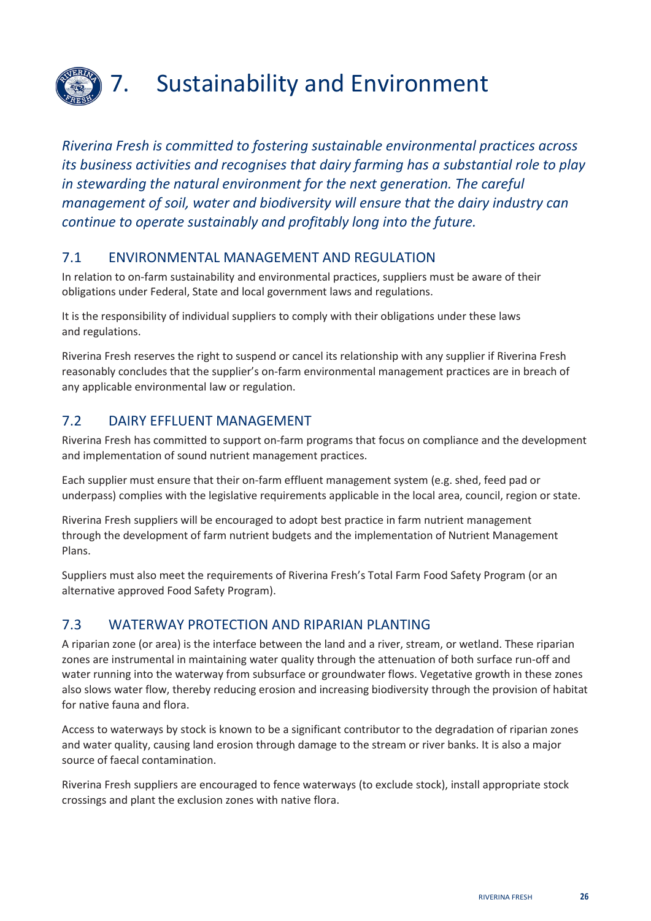# 7. Sustainability and Environment

*Riverina Fresh is committed to fostering sustainable environmental practices across its business activities and recognises that dairy farming has a substantial role to play in stewarding the natural environment for the next generation. The careful management of soil, water and biodiversity will ensure that the dairy industry can continue to operate sustainably and profitably long into the future.*

## 7.1 ENVIRONMENTAL MANAGEMENT AND REGULATION

In relation to on-farm sustainability and environmental practices, suppliers must be aware of their obligations under Federal, State and local government laws and regulations.

It is the responsibility of individual suppliers to comply with their obligations under these laws and regulations.

Riverina Fresh reserves the right to suspend or cancel its relationship with any supplier if Riverina Fresh reasonably concludes that the supplier's on-farm environmental management practices are in breach of any applicable environmental law or regulation.

## 7.2 DAIRY EFFLUENT MANAGEMENT

Riverina Fresh has committed to support on-farm programs that focus on compliance and the development and implementation of sound nutrient management practices.

Each supplier must ensure that their on-farm effluent management system (e.g. shed, feed pad or underpass) complies with the legislative requirements applicable in the local area, council, region or state.

Riverina Fresh suppliers will be encouraged to adopt best practice in farm nutrient management through the development of farm nutrient budgets and the implementation of Nutrient Management Plans.

Suppliers must also meet the requirements of Riverina Fresh's Total Farm Food Safety Program (or an alternative approved Food Safety Program).

## 7.3 WATERWAY PROTECTION AND RIPARIAN PLANTING

A riparian zone (or area) is the interface between the land and a river, stream, or wetland. These riparian zones are instrumental in maintaining water quality through the attenuation of both surface run-off and water running into the waterway from subsurface or groundwater flows. Vegetative growth in these zones also slows water flow, thereby reducing erosion and increasing biodiversity through the provision of habitat for native fauna and flora.

Access to waterways by stock is known to be a significant contributor to the degradation of riparian zones and water quality, causing land erosion through damage to the stream or river banks. It is also a major source of faecal contamination.

Riverina Fresh suppliers are encouraged to fence waterways (to exclude stock), install appropriate stock crossings and plant the exclusion zones with native flora.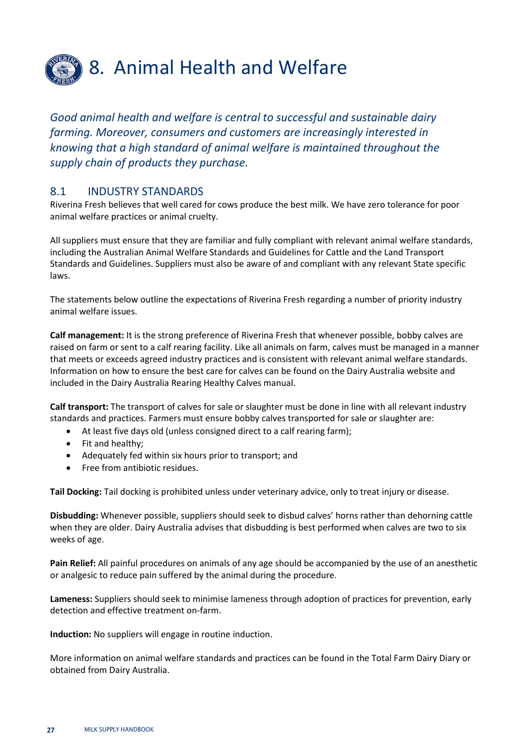# 8. Animal Health and Welfare

*Good animal health and welfare is central to successful and sustainable dairy farming. Moreover, consumers and customers are increasingly interested in knowing that a high standard of animal welfare is maintained throughout the supply chain of products they purchase.*

## 8.1 INDUSTRY STANDARDS

Riverina Fresh believes that well cared for cows produce the best milk. We have zero tolerance for poor animal welfare practices or animal cruelty.

All suppliers must ensure that they are familiar and fully compliant with relevant animal welfare standards, including the Australian Animal Welfare Standards and Guidelines for Cattle and the Land Transport Standards and Guidelines. Suppliers must also be aware of and compliant with any relevant State specific laws.

The statements below outline the expectations of Riverina Fresh regarding a number of priority industry animal welfare issues.

**Calf management:** It is the strong preference of Riverina Fresh that whenever possible, bobby calves are raised on farm or sent to a calf rearing facility. Like all animals on farm, calves must be managed in a manner that meets or exceeds agreed industry practices and is consistent with relevant animal welfare standards. Information on how to ensure the best care for calves can be found on the Dairy Australia website and included in the Dairy Australia Rearing Healthy Calves manual.

**Calf transport:** The transport of calves for sale or slaughter must be done in line with all relevant industry standards and practices. Farmers must ensure bobby calves transported for sale or slaughter are:

- At least five days old (unless consigned direct to a calf rearing farm);
- Fit and healthy;
- Adequately fed within six hours prior to transport; and
- Free from antibiotic residues.

**Tail Docking:** Tail docking is prohibited unless under veterinary advice, only to treat injury or disease.

**Disbudding:** Whenever possible, suppliers should seek to disbud calves' horns rather than dehorning cattle when they are older. Dairy Australia advises that disbudding is best performed when calves are two to six weeks of age.

**Pain Relief:** All painful procedures on animals of any age should be accompanied by the use of an anesthetic or analgesic to reduce pain suffered by the animal during the procedure.

**Lameness:** Suppliers should seek to minimise lameness through adoption of practices for prevention, early detection and effective treatment on-farm.

**Induction:** No suppliers will engage in routine induction.

More information on animal welfare standards and practices can be found in the Total Farm Dairy Diary or obtained from Dairy Australia.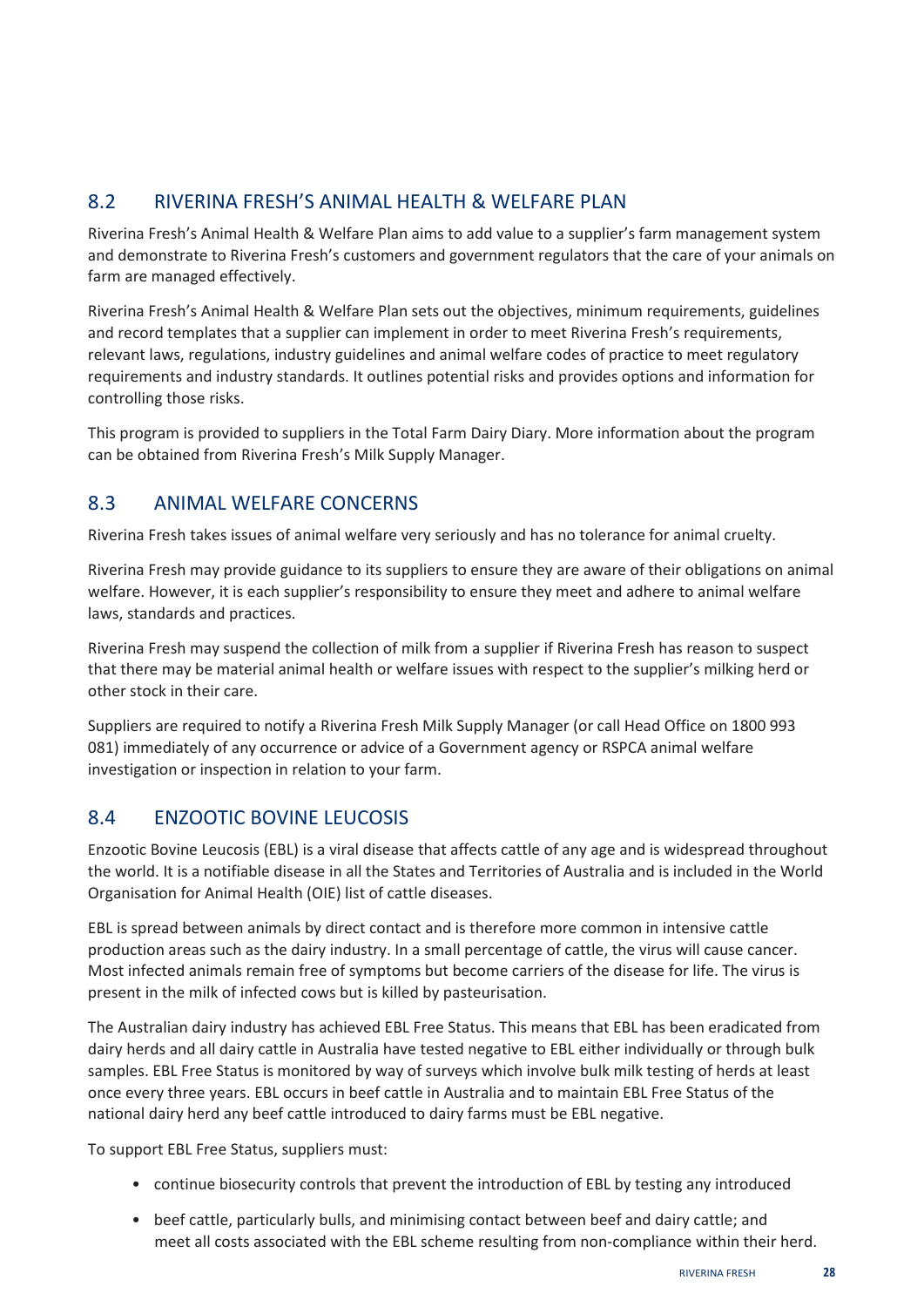## 8.2 RIVERINA FRESH'S ANIMAL HEALTH & WELFARE PLAN

Riverina Fresh's Animal Health & Welfare Plan aims to add value to a supplier's farm management system and demonstrate to Riverina Fresh's customers and government regulators that the care of your animals on farm are managed effectively.

Riverina Fresh's Animal Health & Welfare Plan sets out the objectives, minimum requirements, guidelines and record templates that a supplier can implement in order to meet Riverina Fresh's requirements, relevant laws, regulations, industry guidelines and animal welfare codes of practice to meet regulatory requirements and industry standards. It outlines potential risks and provides options and information for controlling those risks.

This program is provided to suppliers in the Total Farm Dairy Diary. More information about the program can be obtained from Riverina Fresh's Milk Supply Manager.

## 8.3 ANIMAL WELFARE CONCERNS

Riverina Fresh takes issues of animal welfare very seriously and has no tolerance for animal cruelty.

Riverina Fresh may provide guidance to its suppliers to ensure they are aware of their obligations on animal welfare. However, it is each supplier's responsibility to ensure they meet and adhere to animal welfare laws, standards and practices.

Riverina Fresh may suspend the collection of milk from a supplier if Riverina Fresh has reason to suspect that there may be material animal health or welfare issues with respect to the supplier's milking herd or other stock in their care.

Suppliers are required to notify a Riverina Fresh Milk Supply Manager (or call Head Office on 1800 993 081) immediately of any occurrence or advice of a Government agency or RSPCA animal welfare investigation or inspection in relation to your farm.

## 8.4 ENZOOTIC BOVINE LEUCOSIS

Enzootic Bovine Leucosis (EBL) is a viral disease that affects cattle of any age and is widespread throughout the world. It is a notifiable disease in all the States and Territories of Australia and is included in the World Organisation for Animal Health (OIE) list of cattle diseases.

EBL is spread between animals by direct contact and is therefore more common in intensive cattle production areas such as the dairy industry. In a small percentage of cattle, the virus will cause cancer. Most infected animals remain free of symptoms but become carriers of the disease for life. The virus is present in the milk of infected cows but is killed by pasteurisation.

The Australian dairy industry has achieved EBL Free Status. This means that EBL has been eradicated from dairy herds and all dairy cattle in Australia have tested negative to EBL either individually or through bulk samples. EBL Free Status is monitored by way of surveys which involve bulk milk testing of herds at least once every three years. EBL occurs in beef cattle in Australia and to maintain EBL Free Status of the national dairy herd any beef cattle introduced to dairy farms must be EBL negative.

To support EBL Free Status, suppliers must:

- continue biosecurity controls that prevent the introduction of EBL by testing any introduced
- beef cattle, particularly bulls, and minimising contact between beef and dairy cattle; and meet all costs associated with the EBL scheme resulting from non-compliance within their herd.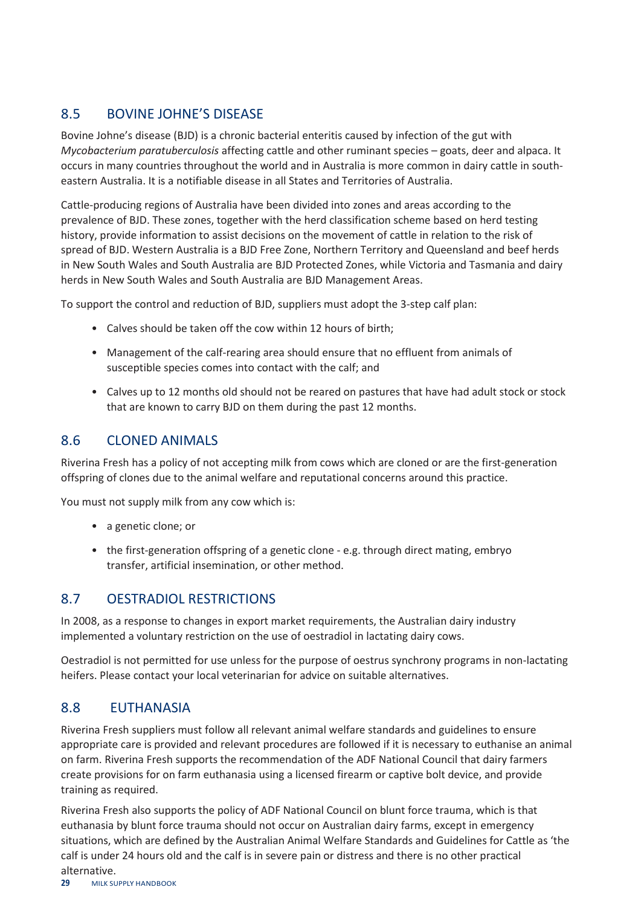## 8.5 BOVINE JOHNE'S DISEASE

Bovine Johne's disease (BJD) is a chronic bacterial enteritis caused by infection of the gut with *Mycobacterium paratuberculosis* affecting cattle and other ruminant species – goats, deer and alpaca. It occurs in many countries throughout the world and in Australia is more common in dairy cattle in south-eastern Australia. It is a notifiable disease in all States and Territories of Australia.

Cattle-producing regions of Australia have been divided into zones and areas according to the prevalence of BJD. These zones, together with the herd classification scheme based on herd testing history, provide information to assist decisions on the movement of cattle in relation to the risk of spread of BJD. Western Australia is a BJD Free Zone, Northern Territory and Queensland and beef herds in New South Wales and South Australia are BJD Protected Zones, while Victoria and Tasmania and dairy herds in New South Wales and South Australia are BJD Management Areas.

To support the control and reduction of BJD, suppliers must adopt the 3-step calf plan:

- Calves should be taken off the cow within 12 hours of birth;
- Management of the calf-rearing area should ensure that no effluent from animals of susceptible species comes into contact with the calf; and
- Calves up to 12 months old should not be reared on pastures that have had adult stock or stock that are known to carry BJD on them during the past 12 months.

## 8.6 CLONED ANIMALS

Riverina Fresh has a policy of not accepting milk from cows which are cloned or are the first-generation offspring of clones due to the animal welfare and reputational concerns around this practice.

You must not supply milk from any cow which is:

- a genetic clone; or
- the first-generation offspring of a genetic clone - e.g. through direct mating, embryo transfer, artificial insemination, or other method.

## 8.7 OESTRADIOL RESTRICTIONS

In 2008, as a response to changes in export market requirements, the Australian dairy industry implemented a voluntary restriction on the use of oestradiol in lactating dairy cows.

Oestradiol is not permitted for use unless for the purpose of oestrus synchrony programs in non-lactating heifers. Please contact your local veterinarian for advice on suitable alternatives.

## 8.8 EUTHANASIA

Riverina Fresh suppliers must follow all relevant animal welfare standards and guidelines to ensure appropriate care is provided and relevant procedures are followed if it is necessary to euthanise an animal on farm. Riverina Fresh supports the recommendation of the ADF National Council that dairy farmers create provisions for on farm euthanasia using a licensed firearm or captive bolt device, and provide training as required.

Riverina Fresh also supports the policy of ADF National Council on blunt force trauma, which is that euthanasia by blunt force trauma should not occur on Australian dairy farms, except in emergency situations, which are defined by the Australian Animal Welfare Standards and Guidelines for Cattle as 'the calf is under 24 hours old and the calf is in severe pain or distress and there is no other practical alternative.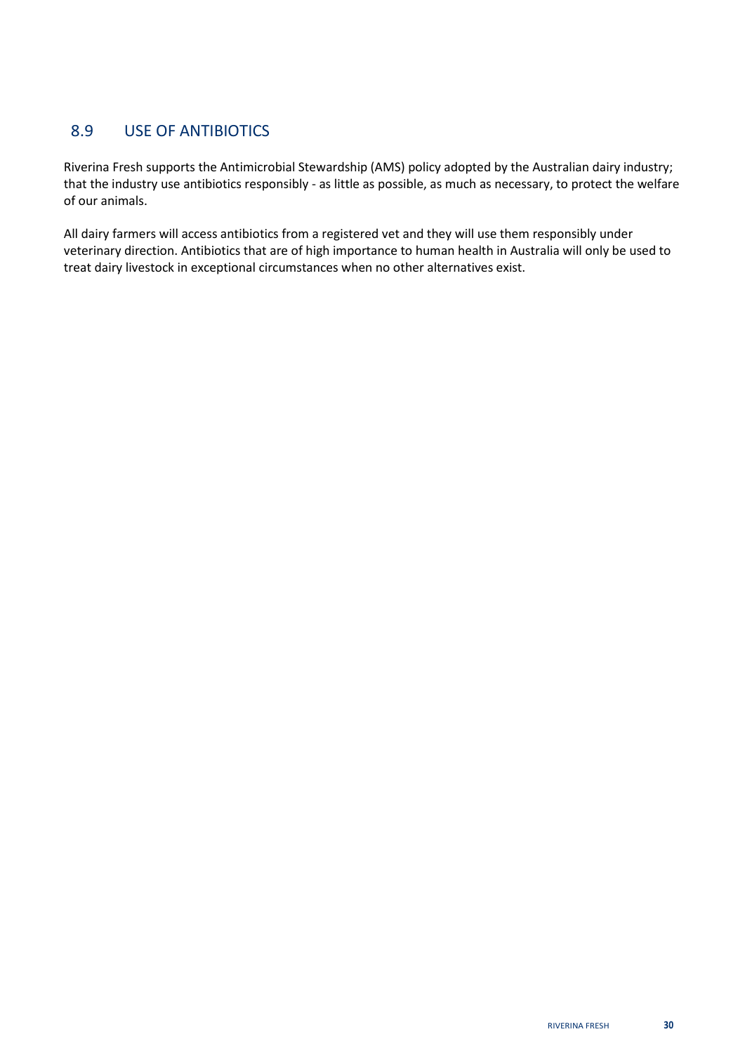## 8.9 USE OF ANTIBIOTICS

Riverina Fresh supports the Antimicrobial Stewardship (AMS) policy adopted by the Australian dairy industry; that the industry use antibiotics responsibly - as little as possible, as much as necessary, to protect the welfare of our animals.

All dairy farmers will access antibiotics from a registered vet and they will use them responsibly under veterinary direction. Antibiotics that are of high importance to human health in Australia will only be used to treat dairy livestock in exceptional circumstances when no other alternatives exist.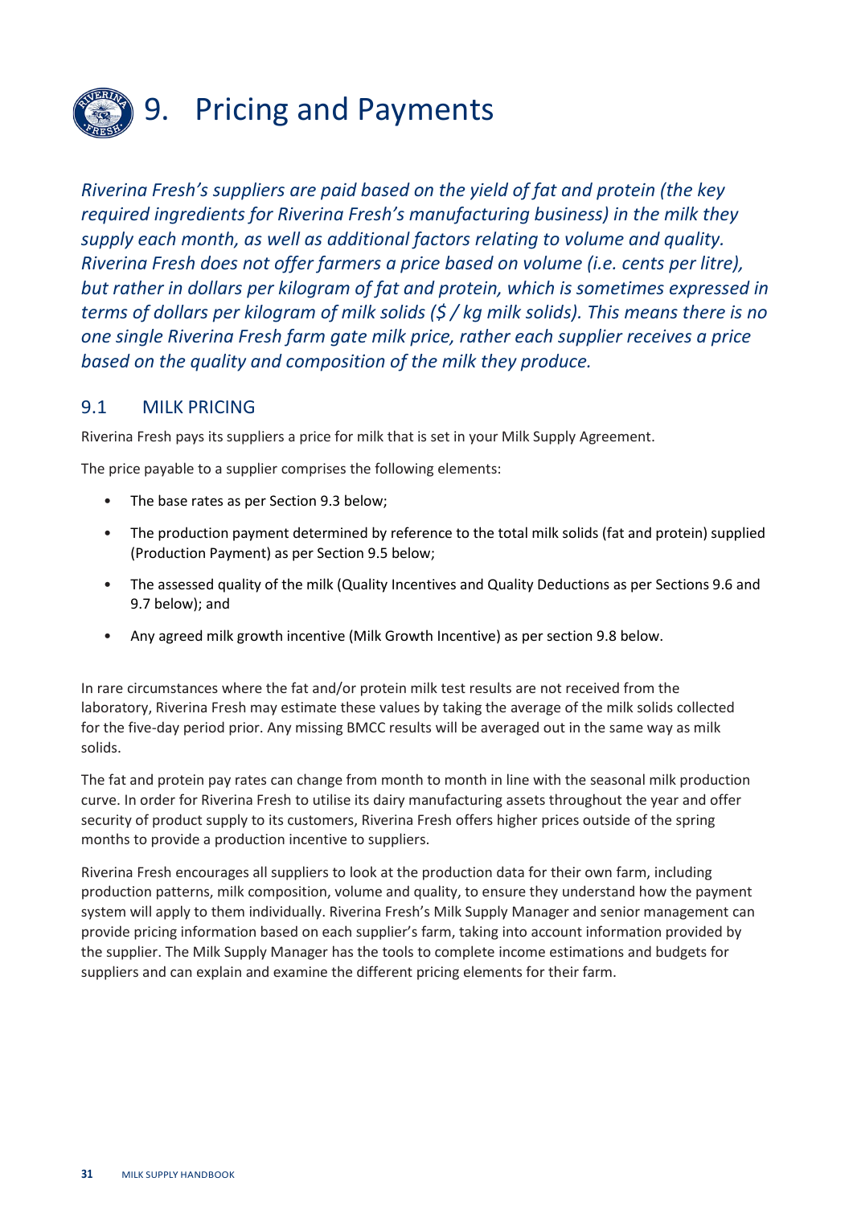# 9. Pricing and Payments

*Riverina Fresh's suppliers are paid based on the yield of fat and protein (the key required ingredients for Riverina Fresh's manufacturing business) in the milk they supply each month, as well as additional factors relating to volume and quality. Riverina Fresh does not offer farmers a price based on volume (i.e. cents per litre), but rather in dollars per kilogram of fat and protein, which is sometimes expressed in terms of dollars per kilogram of milk solids ($ / kg milk solids). This means there is no one single Riverina Fresh farm gate milk price, rather each supplier receives a price based on the quality and composition of the milk they produce.*

## 9.1 MILK PRICING

Riverina Fresh pays its suppliers a price for milk that is set in your Milk Supply Agreement.

The price payable to a supplier comprises the following elements:

- The base rates as per Section 9.3 below;
- The production payment determined by reference to the total milk solids (fat and protein) supplied (Production Payment) as per Section 9.5 below;
- The assessed quality of the milk (Quality Incentives and Quality Deductions as per Sections 9.6 and 9.7 below); and
- Any agreed milk growth incentive (Milk Growth Incentive) as per section 9.8 below.

In rare circumstances where the fat and/or protein milk test results are not received from the laboratory, Riverina Fresh may estimate these values by taking the average of the milk solids collected for the five-day period prior. Any missing BMCC results will be averaged out in the same way as milk solids.

The fat and protein pay rates can change from month to month in line with the seasonal milk production curve. In order for Riverina Fresh to utilise its dairy manufacturing assets throughout the year and offer security of product supply to its customers, Riverina Fresh offers higher prices outside of the spring months to provide a production incentive to suppliers.

Riverina Fresh encourages all suppliers to look at the production data for their own farm, including production patterns, milk composition, volume and quality, to ensure they understand how the payment system will apply to them individually. Riverina Fresh's Milk Supply Manager and senior management can provide pricing information based on each supplier's farm, taking into account information provided by the supplier. The Milk Supply Manager has the tools to complete income estimations and budgets for suppliers and can explain and examine the different pricing elements for their farm.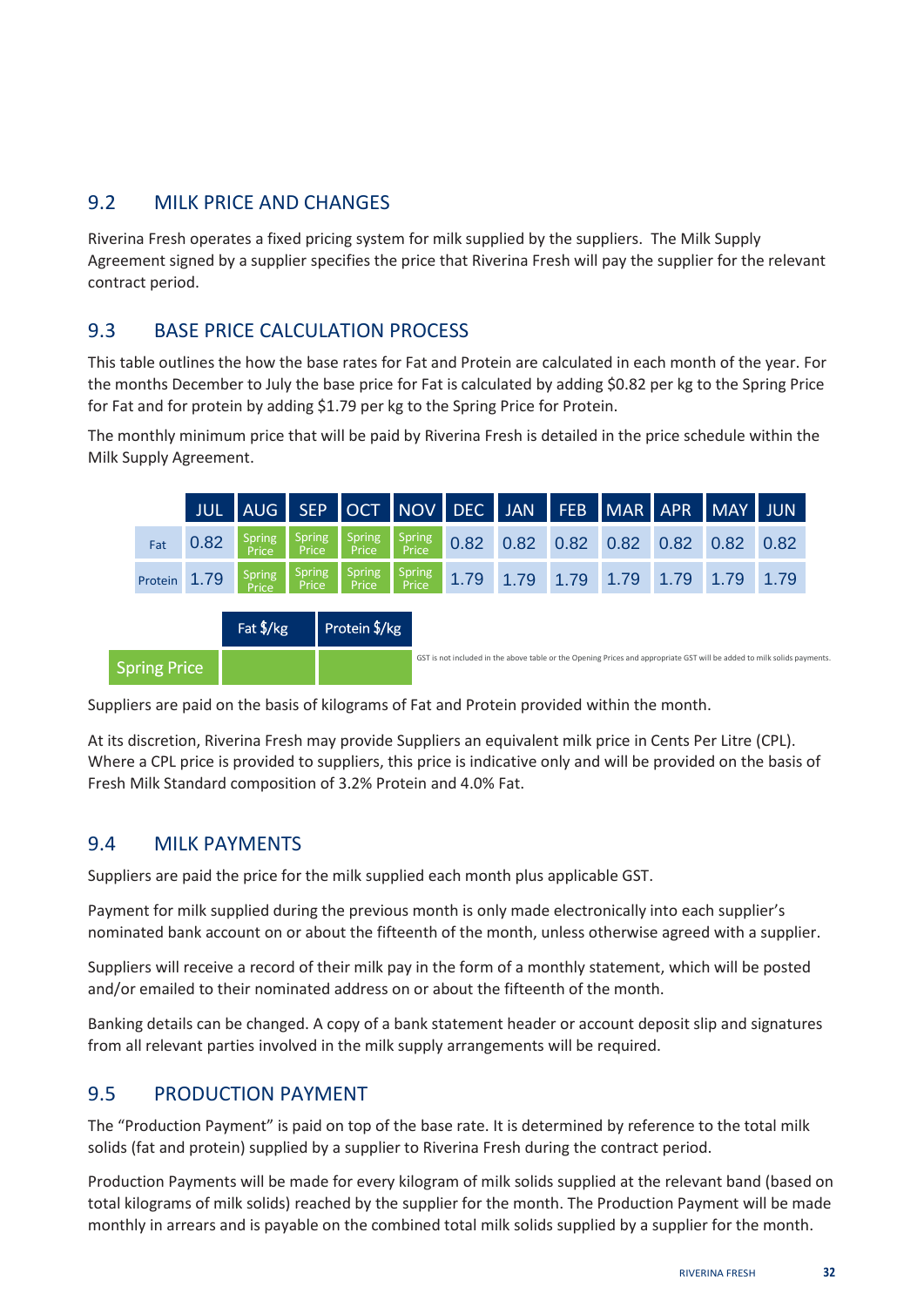## 9.2 MILK PRICE AND CHANGES

Riverina Fresh operates a fixed pricing system for milk supplied by the suppliers. The Milk Supply Agreement signed by a supplier specifies the price that Riverina Fresh will pay the supplier for the relevant contract period.

## 9.3 BASE PRICE CALCULATION PROCESS

This table outlines the how the base rates for Fat and Protein are calculated in each month of the year. For the months December to July the base price for Fat is calculated by adding $0.82 per kg to the Spring Price for Fat and for protein by adding $1.79 per kg to the Spring Price for Protein.

The monthly minimum price that will be paid by Riverina Fresh is detailed in the price schedule within the Milk Supply Agreement.

| | JUL | AUG | SEP | OCT | NOV | DEC | JAN | FEB | MAR | APR | MAY | JUN |
|---|---|---|---|---|---|---|---|---|---|---|---|---|
| Fat | 0.82 | Spring Price | Spring Price | Spring Price | Spring Price | 0.82 | 0.82 | 0.82 | 0.82 | 0.82 | 0.82 | 0.82 |
| Protein | 1.79 | Spring Price | Spring Price | Spring Price | Spring Price | 1.79 | 1.79 | 1.79 | 1.79 | 1.79 | 1.79 | 1.79 |

| | Fat $/kg | Protein $/kg |
|---|---|---|
| Spring Price | | |

GST is not included in the above table or the Opening Prices and appropriate GST will be added to milk solids payments.

Suppliers are paid on the basis of kilograms of Fat and Protein provided within the month.

At its discretion, Riverina Fresh may provide Suppliers an equivalent milk price in Cents Per Litre (CPL). Where a CPL price is provided to suppliers, this price is indicative only and will be provided on the basis of Fresh Milk Standard composition of 3.2% Protein and 4.0% Fat.

## 9.4 MILK PAYMENTS

Suppliers are paid the price for the milk supplied each month plus applicable GST.

Payment for milk supplied during the previous month is only made electronically into each supplier's nominated bank account on or about the fifteenth of the month, unless otherwise agreed with a supplier.

Suppliers will receive a record of their milk pay in the form of a monthly statement, which will be posted and/or emailed to their nominated address on or about the fifteenth of the month.

Banking details can be changed. A copy of a bank statement header or account deposit slip and signatures from all relevant parties involved in the milk supply arrangements will be required.

## 9.5 PRODUCTION PAYMENT

The "Production Payment" is paid on top of the base rate. It is determined by reference to the total milk solids (fat and protein) supplied by a supplier to Riverina Fresh during the contract period.

Production Payments will be made for every kilogram of milk solids supplied at the relevant band (based on total kilograms of milk solids) reached by the supplier for the month. The Production Payment will be made monthly in arrears and is payable on the combined total milk solids supplied by a supplier for the month.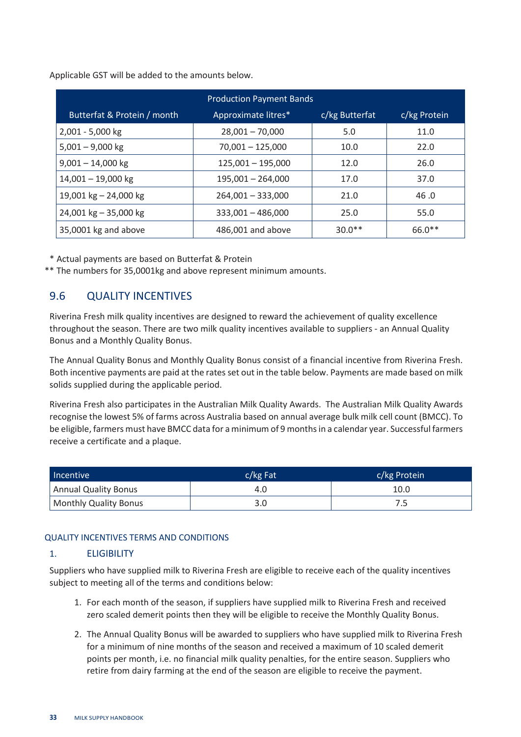Applicable GST will be added to the amounts below.

| Production Payment Bands | | | |
|---|---|---|---|
| Butterfat & Protein / month | Approximate litres* | c/kg Butterfat | c/kg Protein |
| 2,001 - 5,000 kg | 28,001 – 70,000 | 5.0 | 11.0 |
| 5,001 – 9,000 kg | 70,001 – 125,000 | 10.0 | 22.0 |
| 9,001 – 14,000 kg | 125,001 – 195,000 | 12.0 | 26.0 |
| 14,001 – 19,000 kg | 195,001 – 264,000 | 17.0 | 37.0 |
| 19,001 kg – 24,000 kg | 264,001 – 333,000 | 21.0 | 46 .0 |
| 24,001 kg – 35,000 kg | 333,001 – 486,000 | 25.0 | 55.0 |
| 35,0001 kg and above | 486,001 and above | 30.0** | 66.0** |

\* Actual payments are based on Butterfat & Protein

** The numbers for 35,0001kg and above represent minimum amounts.

## 9.6 QUALITY INCENTIVES

Riverina Fresh milk quality incentives are designed to reward the achievement of quality excellence throughout the season. There are two milk quality incentives available to suppliers - an Annual Quality Bonus and a Monthly Quality Bonus.

The Annual Quality Bonus and Monthly Quality Bonus consist of a financial incentive from Riverina Fresh. Both incentive payments are paid at the rates set out in the table below. Payments are made based on milk solids supplied during the applicable period.

Riverina Fresh also participates in the Australian Milk Quality Awards. The Australian Milk Quality Awards recognise the lowest 5% of farms across Australia based on annual average bulk milk cell count (BMCC). To be eligible, farmers must have BMCC data for a minimum of 9 months in a calendar year. Successful farmers receive a certificate and a plaque.

| Incentive | c/kg Fat | c/kg Protein |
|---|---|---|
| Annual Quality Bonus | 4.0 | 10.0 |
| Monthly Quality Bonus | 3.0 | 7.5 |

### QUALITY INCENTIVES TERMS AND CONDITIONS

### 1. ELIGIBILITY

Suppliers who have supplied milk to Riverina Fresh are eligible to receive each of the quality incentives subject to meeting all of the terms and conditions below:

1. For each month of the season, if suppliers have supplied milk to Riverina Fresh and received zero scaled demerit points then they will be eligible to receive the Monthly Quality Bonus.
2. The Annual Quality Bonus will be awarded to suppliers who have supplied milk to Riverina Fresh for a minimum of nine months of the season and received a maximum of 10 scaled demerit points per month, i.e. no financial milk quality penalties, for the entire season. Suppliers who retire from dairy farming at the end of the season are eligible to receive the payment.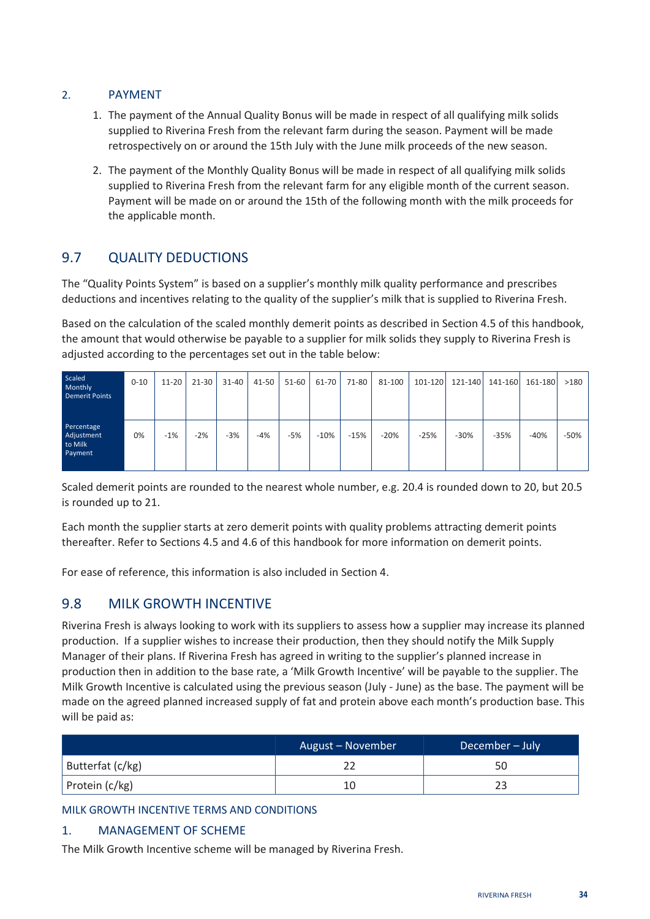## 2. PAYMENT

1. The payment of the Annual Quality Bonus will be made in respect of all qualifying milk solids supplied to Riverina Fresh from the relevant farm during the season. Payment will be made retrospectively on or around the 15th July with the June milk proceeds of the new season.
2. The payment of the Monthly Quality Bonus will be made in respect of all qualifying milk solids supplied to Riverina Fresh from the relevant farm for any eligible month of the current season. Payment will be made on or around the 15th of the following month with the milk proceeds for the applicable month.

## 9.7 QUALITY DEDUCTIONS

The "Quality Points System" is based on a supplier's monthly milk quality performance and prescribes deductions and incentives relating to the quality of the supplier's milk that is supplied to Riverina Fresh.

Based on the calculation of the scaled monthly demerit points as described in Section 4.5 of this handbook, the amount that would otherwise be payable to a supplier for milk solids they supply to Riverina Fresh is adjusted according to the percentages set out in the table below:

| Scaled Monthly Demerit Points | 0-10 | 11-20 | 21-30 | 31-40 | 41-50 | 51-60 | 61-70 | 71-80 | 81-100 | 101-120 | 121-140 | 141-160 | 161-180 | >180 |
|---|---|---|---|---|---|---|---|---|---|---|---|---|---|---|
| Percentage Adjustment to Milk Payment | 0% | -1% | -2% | -3% | -4% | -5% | -10% | -15% | -20% | -25% | -30% | -35% | -40% | -50% |

Scaled demerit points are rounded to the nearest whole number, e.g. 20.4 is rounded down to 20, but 20.5 is rounded up to 21.

Each month the supplier starts at zero demerit points with quality problems attracting demerit points thereafter. Refer to Sections 4.5 and 4.6 of this handbook for more information on demerit points.

For ease of reference, this information is also included in Section 4.

## 9.8 MILK GROWTH INCENTIVE

Riverina Fresh is always looking to work with its suppliers to assess how a supplier may increase its planned production. If a supplier wishes to increase their production, then they should notify the Milk Supply Manager of their plans. If Riverina Fresh has agreed in writing to the supplier's planned increase in production then in addition to the base rate, a 'Milk Growth Incentive' will be payable to the supplier. The Milk Growth Incentive is calculated using the previous season (July - June) as the base. The payment will be made on the agreed planned increased supply of fat and protein above each month's production base. This will be paid as:

| | August – November | December – July |
|---|---|---|
| Butterfat (c/kg) | 22 | 50 |
| Protein (c/kg) | 10 | 23 |

### MILK GROWTH INCENTIVE TERMS AND CONDITIONS

### 1. MANAGEMENT OF SCHEME

The Milk Growth Incentive scheme will be managed by Riverina Fresh.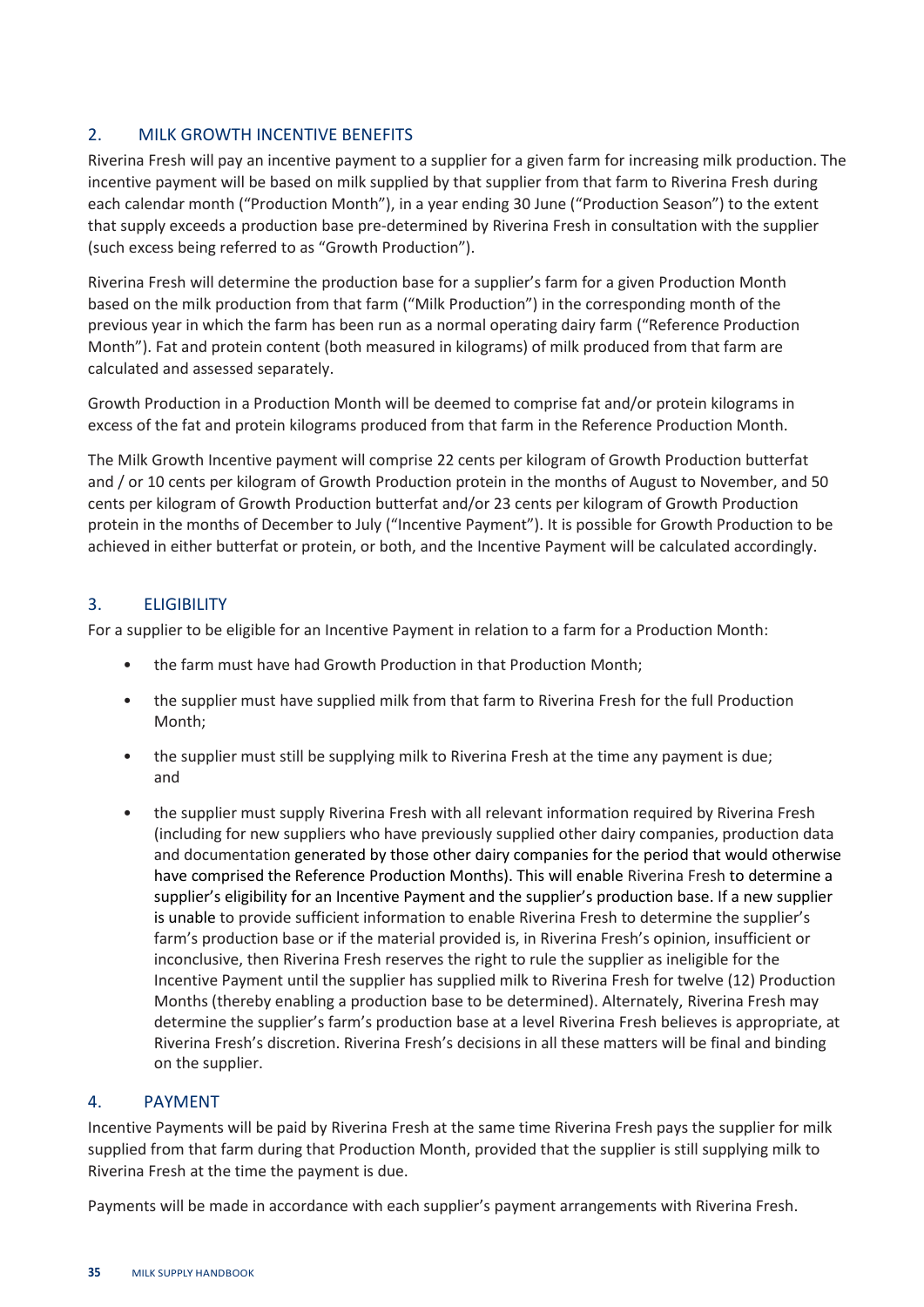## 2. MILK GROWTH INCENTIVE BENEFITS

Riverina Fresh will pay an incentive payment to a supplier for a given farm for increasing milk production. The incentive payment will be based on milk supplied by that supplier from that farm to Riverina Fresh during each calendar month ("Production Month"), in a year ending 30 June ("Production Season") to the extent that supply exceeds a production base pre-determined by Riverina Fresh in consultation with the supplier (such excess being referred to as "Growth Production").

Riverina Fresh will determine the production base for a supplier's farm for a given Production Month based on the milk production from that farm ("Milk Production") in the corresponding month of the previous year in which the farm has been run as a normal operating dairy farm ("Reference Production Month"). Fat and protein content (both measured in kilograms) of milk produced from that farm are calculated and assessed separately.

Growth Production in a Production Month will be deemed to comprise fat and/or protein kilograms in excess of the fat and protein kilograms produced from that farm in the Reference Production Month.

The Milk Growth Incentive payment will comprise 22 cents per kilogram of Growth Production butterfat and / or 10 cents per kilogram of Growth Production protein in the months of August to November, and 50 cents per kilogram of Growth Production butterfat and/or 23 cents per kilogram of Growth Production protein in the months of December to July ("Incentive Payment"). It is possible for Growth Production to be achieved in either butterfat or protein, or both, and the Incentive Payment will be calculated accordingly.

## 3. ELIGIBILITY

For a supplier to be eligible for an Incentive Payment in relation to a farm for a Production Month:

- the farm must have had Growth Production in that Production Month;
- the supplier must have supplied milk from that farm to Riverina Fresh for the full Production Month;
- the supplier must still be supplying milk to Riverina Fresh at the time any payment is due; and
- the supplier must supply Riverina Fresh with all relevant information required by Riverina Fresh (including for new suppliers who have previously supplied other dairy companies, production data and documentation generated by those other dairy companies for the period that would otherwise have comprised the Reference Production Months). This will enable Riverina Fresh to determine a supplier's eligibility for an Incentive Payment and the supplier's production base. If a new supplier is unable to provide sufficient information to enable Riverina Fresh to determine the supplier's farm's production base or if the material provided is, in Riverina Fresh's opinion, insufficient or inconclusive, then Riverina Fresh reserves the right to rule the supplier as ineligible for the Incentive Payment until the supplier has supplied milk to Riverina Fresh for twelve (12) Production Months (thereby enabling a production base to be determined). Alternately, Riverina Fresh may determine the supplier's farm's production base at a level Riverina Fresh believes is appropriate, at Riverina Fresh's discretion. Riverina Fresh's decisions in all these matters will be final and binding on the supplier.

## 4. PAYMENT

Incentive Payments will be paid by Riverina Fresh at the same time Riverina Fresh pays the supplier for milk supplied from that farm during that Production Month, provided that the supplier is still supplying milk to Riverina Fresh at the time the payment is due.

Payments will be made in accordance with each supplier's payment arrangements with Riverina Fresh.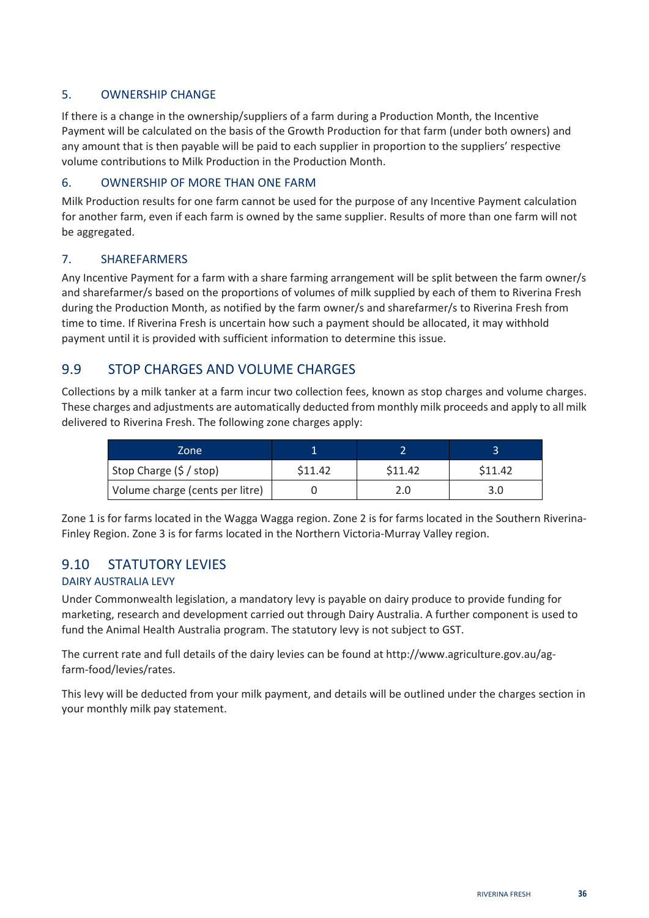### 5. OWNERSHIP CHANGE

If there is a change in the ownership/suppliers of a farm during a Production Month, the Incentive Payment will be calculated on the basis of the Growth Production for that farm (under both owners) and any amount that is then payable will be paid to each supplier in proportion to the suppliers' respective volume contributions to Milk Production in the Production Month.

### 6. OWNERSHIP OF MORE THAN ONE FARM

Milk Production results for one farm cannot be used for the purpose of any Incentive Payment calculation for another farm, even if each farm is owned by the same supplier. Results of more than one farm will not be aggregated.

### 7. SHAREFARMERS

Any Incentive Payment for a farm with a share farming arrangement will be split between the farm owner/s and sharefarmer/s based on the proportions of volumes of milk supplied by each of them to Riverina Fresh during the Production Month, as notified by the farm owner/s and sharefarmer/s to Riverina Fresh from time to time. If Riverina Fresh is uncertain how such a payment should be allocated, it may withhold payment until it is provided with sufficient information to determine this issue.

## 9.9 STOP CHARGES AND VOLUME CHARGES

Collections by a milk tanker at a farm incur two collection fees, known as stop charges and volume charges. These charges and adjustments are automatically deducted from monthly milk proceeds and apply to all milk delivered to Riverina Fresh. The following zone charges apply:

| Zone | 1 | 2 | 3 |
|---|---|---|---|
| Stop Charge ($ / stop) | $11.42 | $11.42 | $11.42 |
| Volume charge (cents per litre) | 0 | 2.0 | 3.0 |

Zone 1 is for farms located in the Wagga Wagga region. Zone 2 is for farms located in the Southern Riverina-Finley Region. Zone 3 is for farms located in the Northern Victoria-Murray Valley region.

## 9.10 STATUTORY LEVIES

### DAIRY AUSTRALIA LEVY

Under Commonwealth legislation, a mandatory levy is payable on dairy produce to provide funding for marketing, research and development carried out through Dairy Australia. A further component is used to fund the Animal Health Australia program. The statutory levy is not subject to GST.

The current rate and full details of the dairy levies can be found at http://www.agriculture.gov.au/ag-farm-food/levies/rates.

This levy will be deducted from your milk payment, and details will be outlined under the charges section in your monthly milk pay statement.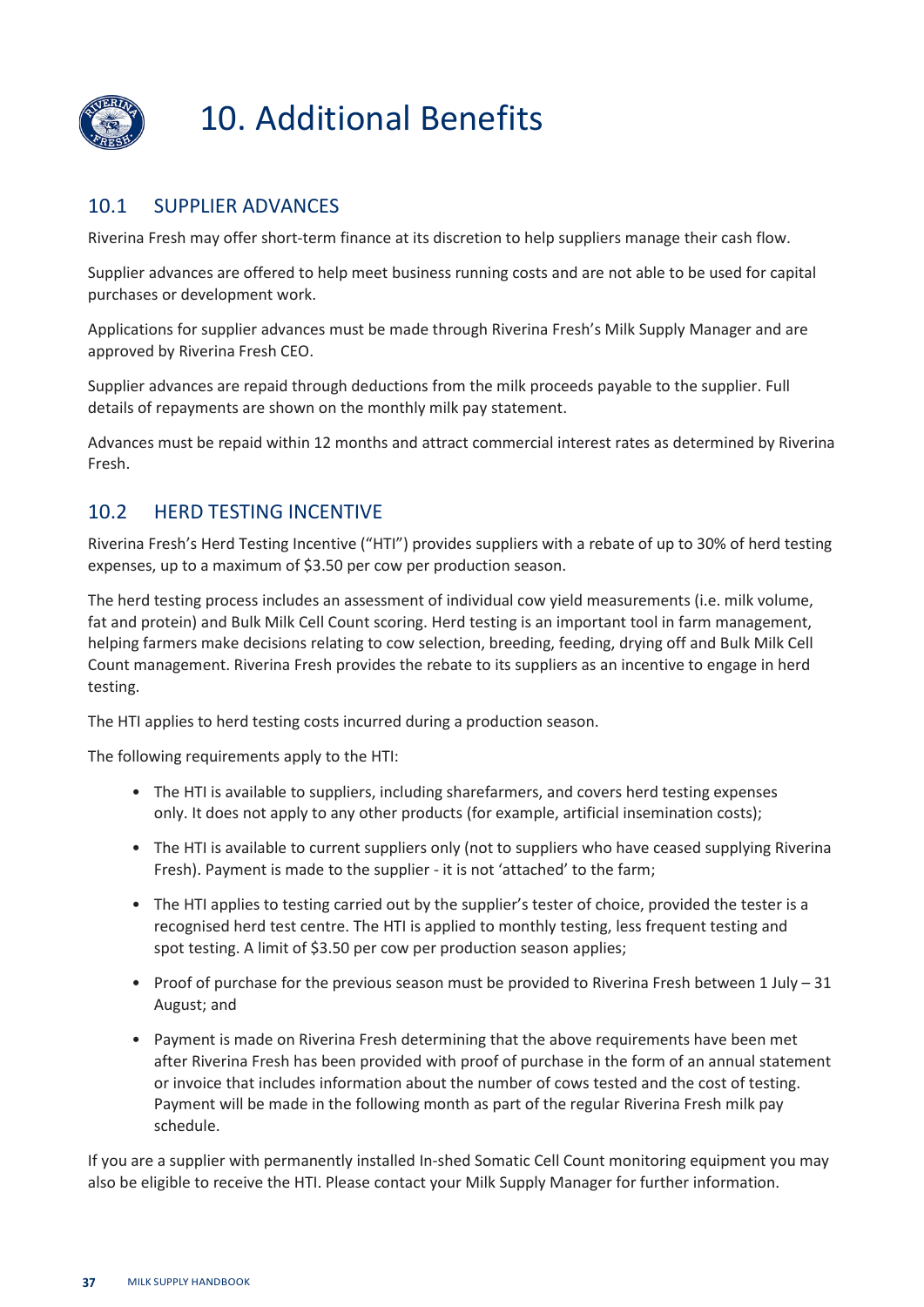# 10. Additional Benefits

## 10.1 SUPPLIER ADVANCES

Riverina Fresh may offer short-term finance at its discretion to help suppliers manage their cash flow.

Supplier advances are offered to help meet business running costs and are not able to be used for capital purchases or development work.

Applications for supplier advances must be made through Riverina Fresh's Milk Supply Manager and are approved by Riverina Fresh CEO.

Supplier advances are repaid through deductions from the milk proceeds payable to the supplier. Full details of repayments are shown on the monthly milk pay statement.

Advances must be repaid within 12 months and attract commercial interest rates as determined by Riverina Fresh.

## 10.2 HERD TESTING INCENTIVE

Riverina Fresh's Herd Testing Incentive ("HTI") provides suppliers with a rebate of up to 30% of herd testing expenses, up to a maximum of $3.50 per cow per production season.

The herd testing process includes an assessment of individual cow yield measurements (i.e. milk volume, fat and protein) and Bulk Milk Cell Count scoring. Herd testing is an important tool in farm management, helping farmers make decisions relating to cow selection, breeding, feeding, drying off and Bulk Milk Cell Count management. Riverina Fresh provides the rebate to its suppliers as an incentive to engage in herd testing.

The HTI applies to herd testing costs incurred during a production season.

The following requirements apply to the HTI:

- The HTI is available to suppliers, including sharefarmers, and covers herd testing expenses only. It does not apply to any other products (for example, artificial insemination costs);
- The HTI is available to current suppliers only (not to suppliers who have ceased supplying Riverina Fresh). Payment is made to the supplier - it is not 'attached' to the farm;
- The HTI applies to testing carried out by the supplier's tester of choice, provided the tester is a recognised herd test centre. The HTI is applied to monthly testing, less frequent testing and spot testing. A limit of $3.50 per cow per production season applies;
- Proof of purchase for the previous season must be provided to Riverina Fresh between 1 July – 31 August; and
- Payment is made on Riverina Fresh determining that the above requirements have been met after Riverina Fresh has been provided with proof of purchase in the form of an annual statement or invoice that includes information about the number of cows tested and the cost of testing. Payment will be made in the following month as part of the regular Riverina Fresh milk pay schedule.

If you are a supplier with permanently installed In-shed Somatic Cell Count monitoring equipment you may also be eligible to receive the HTI. Please contact your Milk Supply Manager for further information.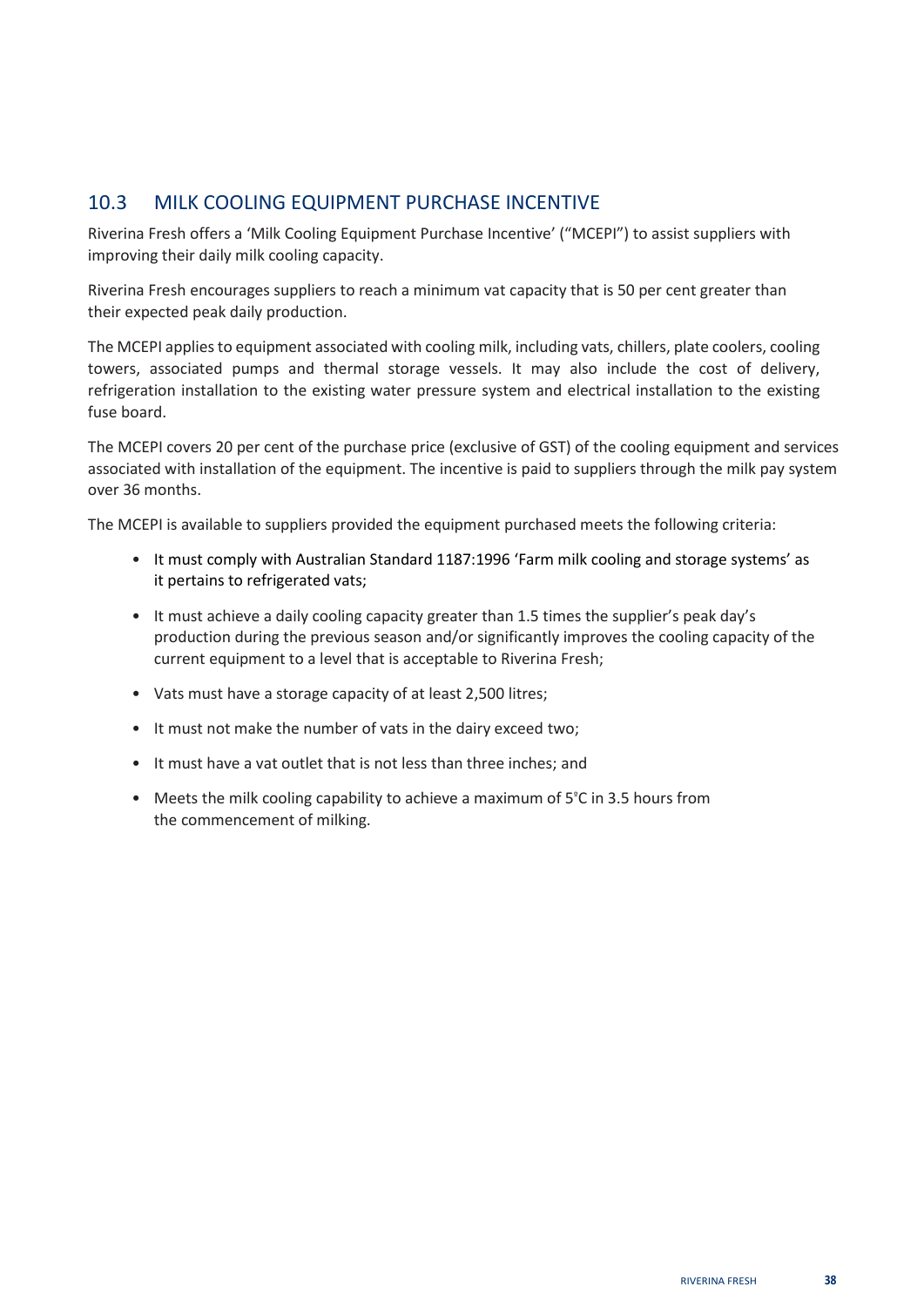## 10.3 MILK COOLING EQUIPMENT PURCHASE INCENTIVE

Riverina Fresh offers a 'Milk Cooling Equipment Purchase Incentive' ("MCEPI") to assist suppliers with improving their daily milk cooling capacity.

Riverina Fresh encourages suppliers to reach a minimum vat capacity that is 50 per cent greater than their expected peak daily production.

The MCEPI applies to equipment associated with cooling milk, including vats, chillers, plate coolers, cooling towers, associated pumps and thermal storage vessels. It may also include the cost of delivery, refrigeration installation to the existing water pressure system and electrical installation to the existing fuse board.

The MCEPI covers 20 per cent of the purchase price (exclusive of GST) of the cooling equipment and services associated with installation of the equipment. The incentive is paid to suppliers through the milk pay system over 36 months.

The MCEPI is available to suppliers provided the equipment purchased meets the following criteria:

- It must comply with Australian Standard 1187:1996 'Farm milk cooling and storage systems' as it pertains to refrigerated vats;
- It must achieve a daily cooling capacity greater than 1.5 times the supplier's peak day's production during the previous season and/or significantly improves the cooling capacity of the current equipment to a level that is acceptable to Riverina Fresh;
- Vats must have a storage capacity of at least 2,500 litres;
- It must not make the number of vats in the dairy exceed two;
- It must have a vat outlet that is not less than three inches; and
- Meets the milk cooling capability to achieve a maximum of 5°C in 3.5 hours from the commencement of milking.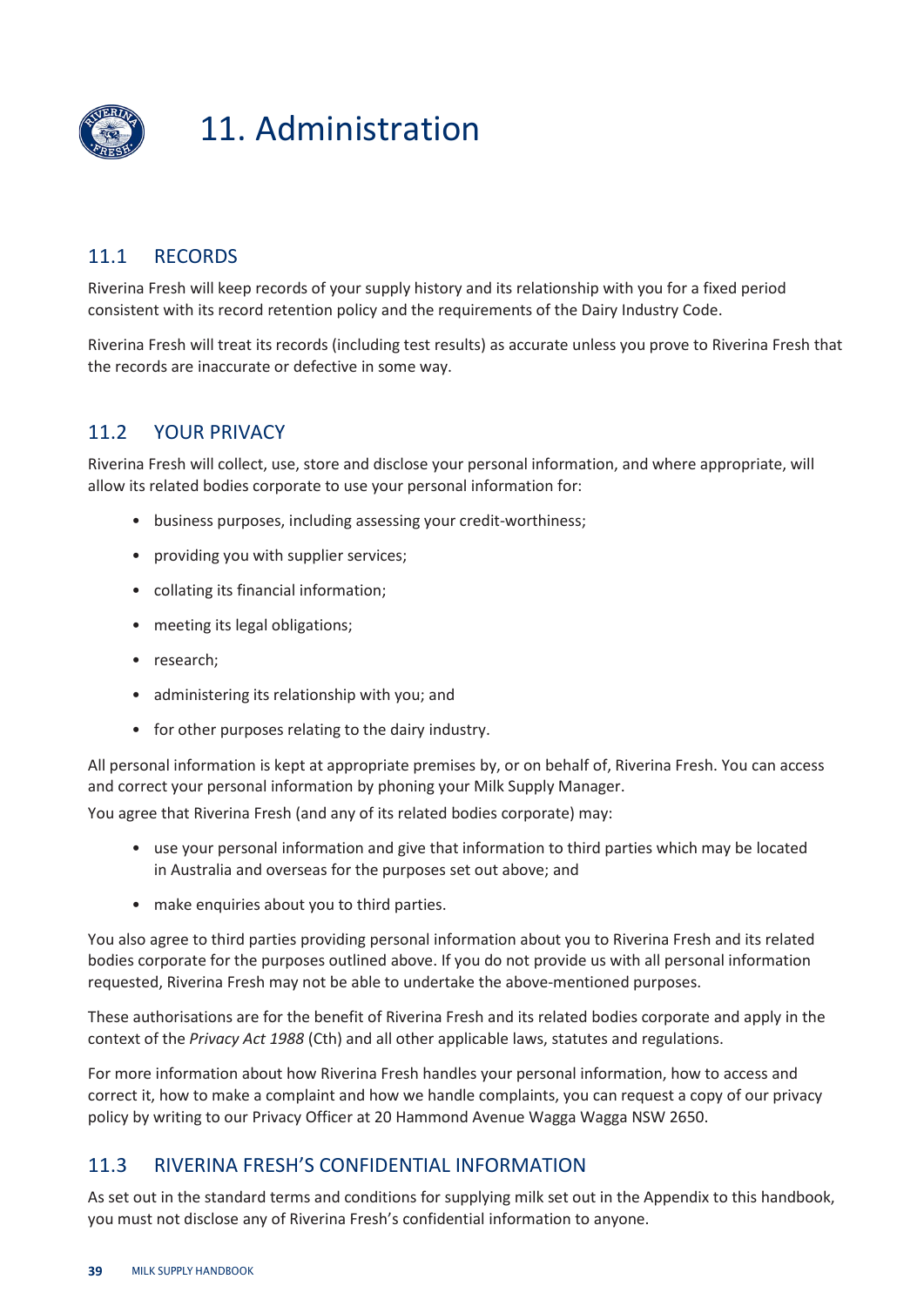# 11. Administration

## 11.1 RECORDS

Riverina Fresh will keep records of your supply history and its relationship with you for a fixed period consistent with its record retention policy and the requirements of the Dairy Industry Code.

Riverina Fresh will treat its records (including test results) as accurate unless you prove to Riverina Fresh that the records are inaccurate or defective in some way.

## 11.2 YOUR PRIVACY

Riverina Fresh will collect, use, store and disclose your personal information, and where appropriate, will allow its related bodies corporate to use your personal information for:

- business purposes, including assessing your credit-worthiness;
- providing you with supplier services;
- collating its financial information;
- meeting its legal obligations;
- research;
- administering its relationship with you; and
- for other purposes relating to the dairy industry.

All personal information is kept at appropriate premises by, or on behalf of, Riverina Fresh. You can access and correct your personal information by phoning your Milk Supply Manager.

You agree that Riverina Fresh (and any of its related bodies corporate) may:

- use your personal information and give that information to third parties which may be located in Australia and overseas for the purposes set out above; and
- make enquiries about you to third parties.

You also agree to third parties providing personal information about you to Riverina Fresh and its related bodies corporate for the purposes outlined above. If you do not provide us with all personal information requested, Riverina Fresh may not be able to undertake the above-mentioned purposes.

These authorisations are for the benefit of Riverina Fresh and its related bodies corporate and apply in the context of the *Privacy Act 1988* (Cth) and all other applicable laws, statutes and regulations.

For more information about how Riverina Fresh handles your personal information, how to access and correct it, how to make a complaint and how we handle complaints, you can request a copy of our privacy policy by writing to our Privacy Officer at 20 Hammond Avenue Wagga Wagga NSW 2650.

## 11.3 RIVERINA FRESH'S CONFIDENTIAL INFORMATION

As set out in the standard terms and conditions for supplying milk set out in the Appendix to this handbook, you must not disclose any of Riverina Fresh's confidential information to anyone.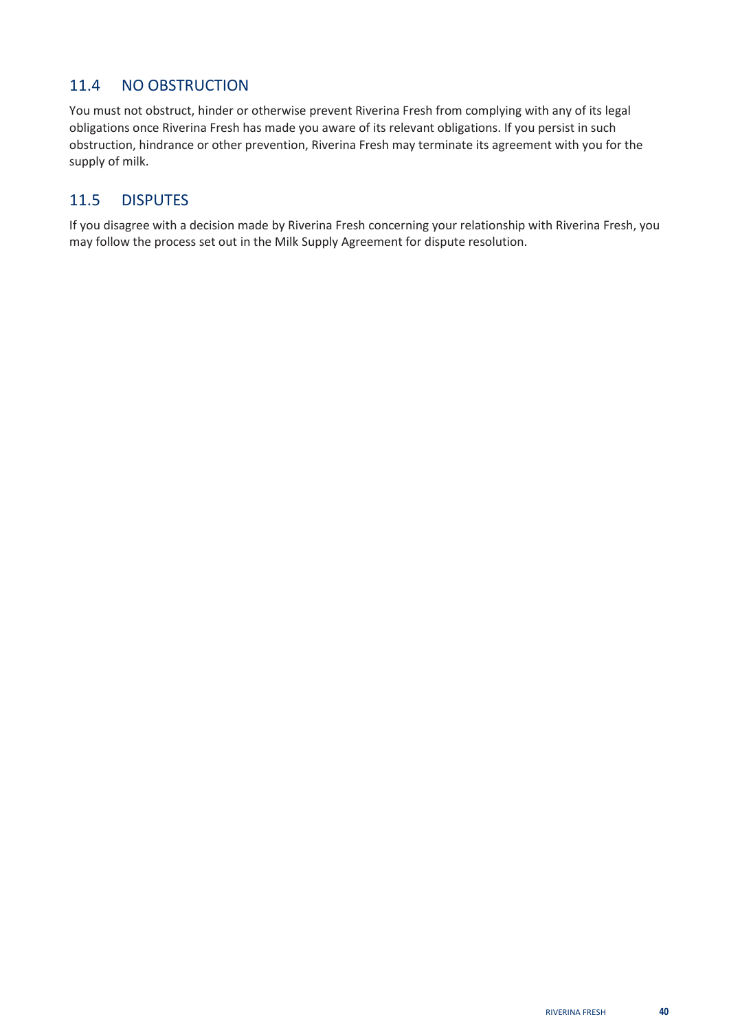## 11.4 NO OBSTRUCTION

You must not obstruct, hinder or otherwise prevent Riverina Fresh from complying with any of its legal obligations once Riverina Fresh has made you aware of its relevant obligations. If you persist in such obstruction, hindrance or other prevention, Riverina Fresh may terminate its agreement with you for the supply of milk.

## 11.5 DISPUTES

If you disagree with a decision made by Riverina Fresh concerning your relationship with Riverina Fresh, you may follow the process set out in the Milk Supply Agreement for dispute resolution.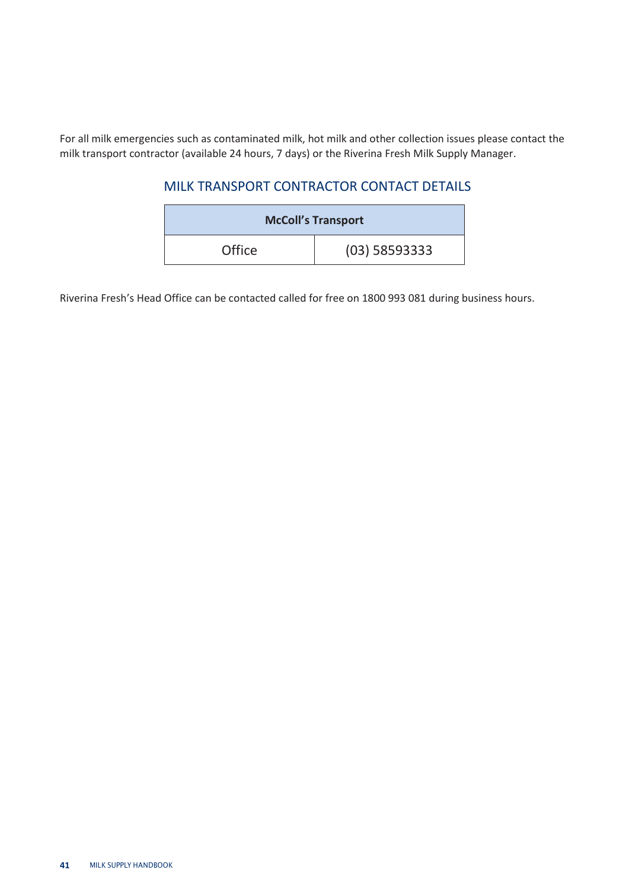For all milk emergencies such as contaminated milk, hot milk and other collection issues please contact the milk transport contractor (available 24 hours, 7 days) or the Riverina Fresh Milk Supply Manager.

## MILK TRANSPORT CONTRACTOR CONTACT DETAILS

| **McColl's Transport** | |
|---|---|
| Office | (03) 58593333 |

Riverina Fresh's Head Office can be contacted called for free on 1800 993 081 during business hours.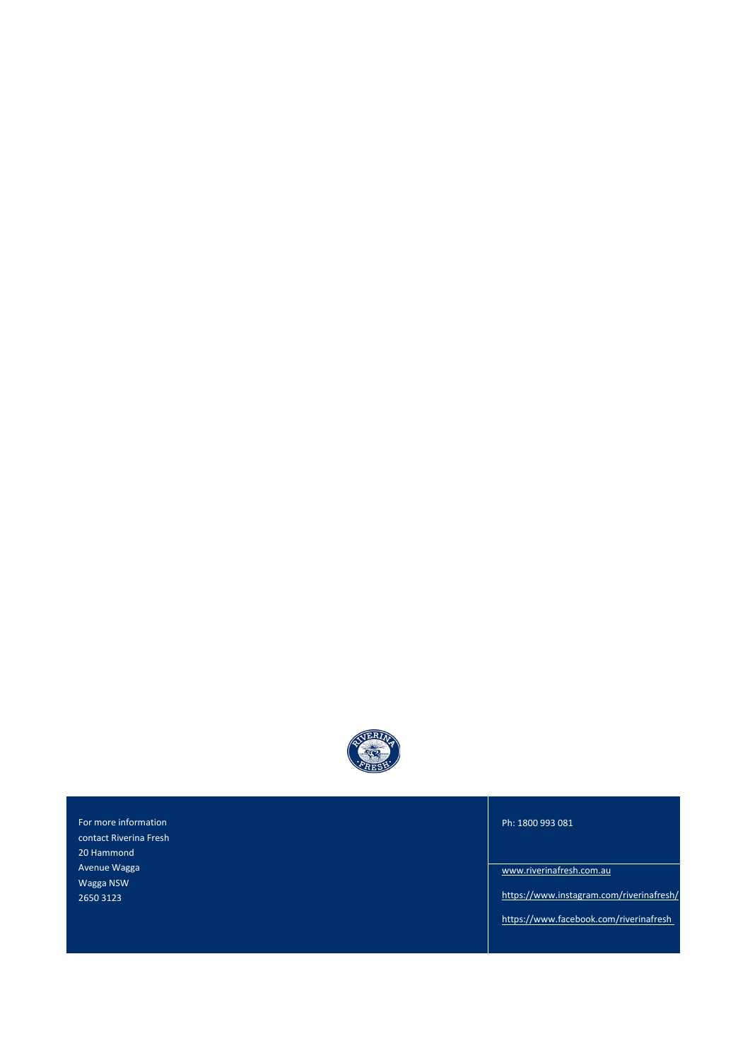For more information
contact Riverina Fresh
20 Hammond
Avenue Wagga
Wagga NSW
2650 3123

Ph: 1800 993 081

www.riverinafresh.com.au

https://www.instagram.com/riverinafresh/

https://www.facebook.com/riverinafresh